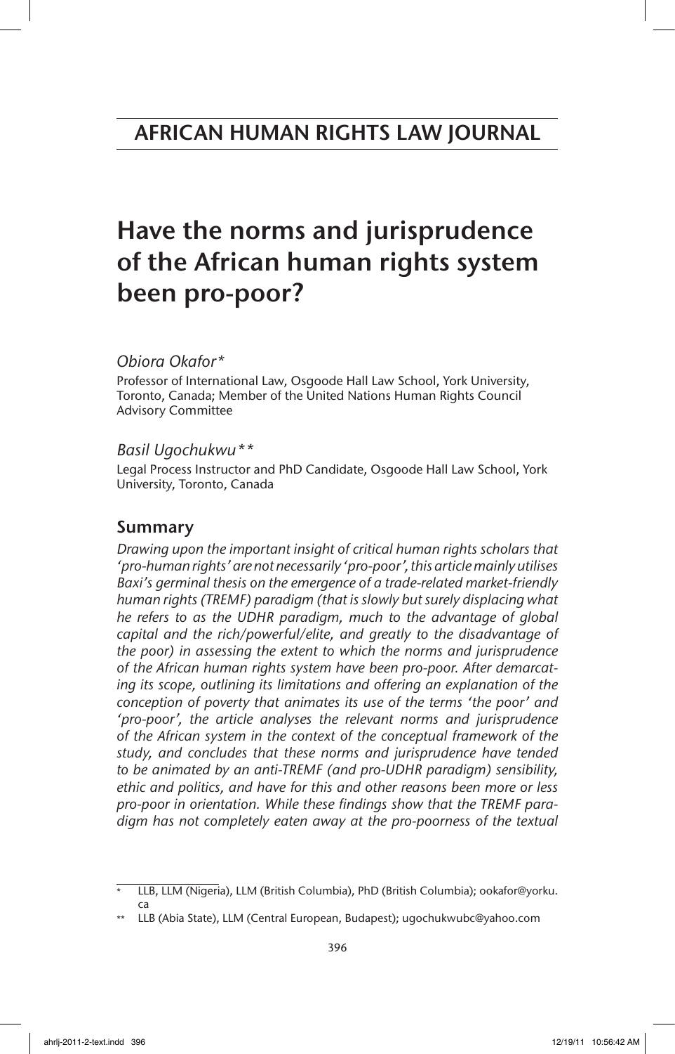AFRICAN HUMAN RIGHTS LAW JOURNAL

# Have the norms and jurisprudence of the African human rights system been pro-poor?

*Obiora Okafor\**

Professor of International Law, Osgoode Hall Law School, York University, Toronto, Canada; Member of the United Nations Human Rights Council Advisory Committee

*Basil Ugochukwu\*\**

Legal Process Instructor and PhD Candidate, Osgoode Hall Law School, York University, Toronto, Canada

## Summary

*Drawing upon the important insight of critical human rights scholars that 'pro-human rights' are not necessarily 'pro-poor', this article mainly utilises Baxi's germinal thesis on the emergence of a trade-related market-friendly human rights (TREMF) paradigm (that is slowly but surely displacing what he refers to as the UDHR paradigm, much to the advantage of global capital and the rich/powerful/elite, and greatly to the disadvantage of the poor) in assessing the extent to which the norms and jurisprudence of the African human rights system have been pro-poor. After demarcating its scope, outlining its limitations and offering an explanation of the conception of poverty that animates its use of the terms 'the poor' and 'pro-poor', the article analyses the relevant norms and jurisprudence of the African system in the context of the conceptual framework of the study, and concludes that these norms and jurisprudence have tended to be animated by an anti-TREMF (and pro-UDHR paradigm) sensibility, ethic and politics, and have for this and other reasons been more or less pro-poor in orientation. While these findings show that the TREMF paradigm has not completely eaten away at the pro-poorness of the textual*

---

\* LLB, LLM (Nigeria), LLM (British Columbia), PhD (British Columbia); ookafor@yorku.ca

\*\* LLB (Abia State), LLM (Central European, Budapest); ugochukwubc@yahoo.com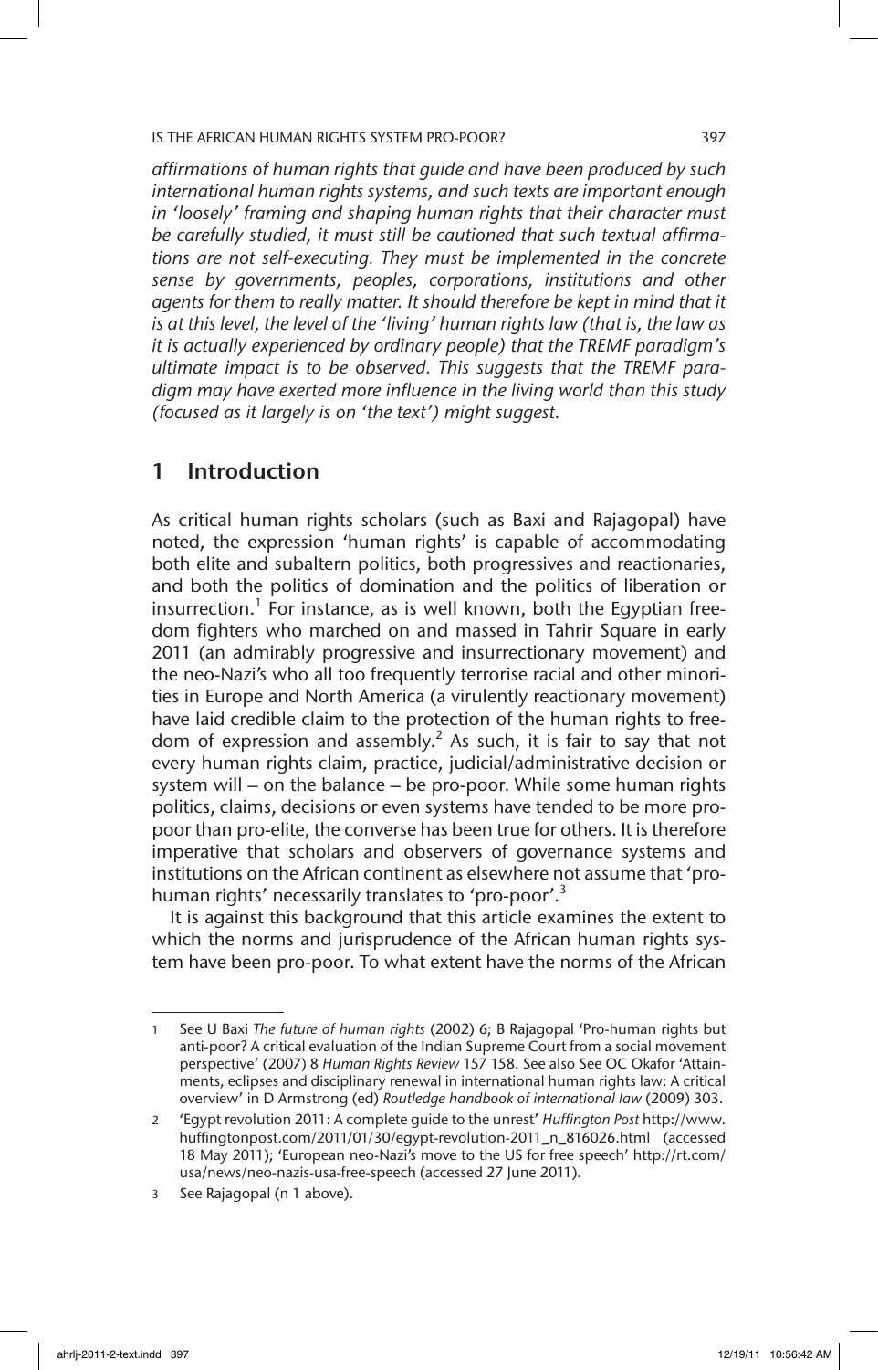*affirmations of human rights that guide and have been produced by such international human rights systems, and such texts are important enough in 'loosely' framing and shaping human rights that their character must be carefully studied, it must still be cautioned that such textual affirmations are not self-executing. They must be implemented in the concrete sense by governments, peoples, corporations, institutions and other agents for them to really matter. It should therefore be kept in mind that it is at this level, the level of the 'living' human rights law (that is, the law as it is actually experienced by ordinary people) that the TREMF paradigm's ultimate impact is to be observed. This suggests that the TREMF paradigm may have exerted more influence in the living world than this study (focused as it largely is on 'the text') might suggest.*

## 1 Introduction

As critical human rights scholars (such as Baxi and Rajagopal) have noted, the expression 'human rights' is capable of accommodating both elite and subaltern politics, both progressives and reactionaries, and both the politics of domination and the politics of liberation or insurrection.[1] For instance, as is well known, both the Egyptian freedom fighters who marched on and massed in Tahrir Square in early 2011 (an admirably progressive and insurrectionary movement) and the neo-Nazi's who all too frequently terrorise racial and other minorities in Europe and North America (a virulently reactionary movement) have laid credible claim to the protection of the human rights to freedom of expression and assembly.[2] As such, it is fair to say that not every human rights claim, practice, judicial/administrative decision or system will – on the balance – be pro-poor. While some human rights politics, claims, decisions or even systems have tended to be more pro-poor than pro-elite, the converse has been true for others. It is therefore imperative that scholars and observers of governance systems and institutions on the African continent as elsewhere not assume that 'pro-human rights' necessarily translates to 'pro-poor'.[3]

It is against this background that this article examines the extent to which the norms and jurisprudence of the African human rights system have been pro-poor. To what extent have the norms of the African

---

1 See U Baxi *The future of human rights* (2002) 6; B Rajagopal 'Pro-human rights but anti-poor? A critical evaluation of the Indian Supreme Court from a social movement perspective' (2007) 8 *Human Rights Review* 157 158. See also See OC Okafor 'Attainments, eclipses and disciplinary renewal in international human rights law: A critical overview' in D Armstrong (ed) *Routledge handbook of international law* (2009) 303.

2 'Egypt revolution 2011: A complete guide to the unrest' *Huffington Post* http://www.huffingtonpost.com/2011/01/30/egypt-revolution-2011_n_816026.html (accessed 18 May 2011); 'European neo-Nazi's move to the US for free speech' http://rt.com/usa/news/neo-nazis-usa-free-speech (accessed 27 June 2011).

3 See Rajagopal (n 1 above).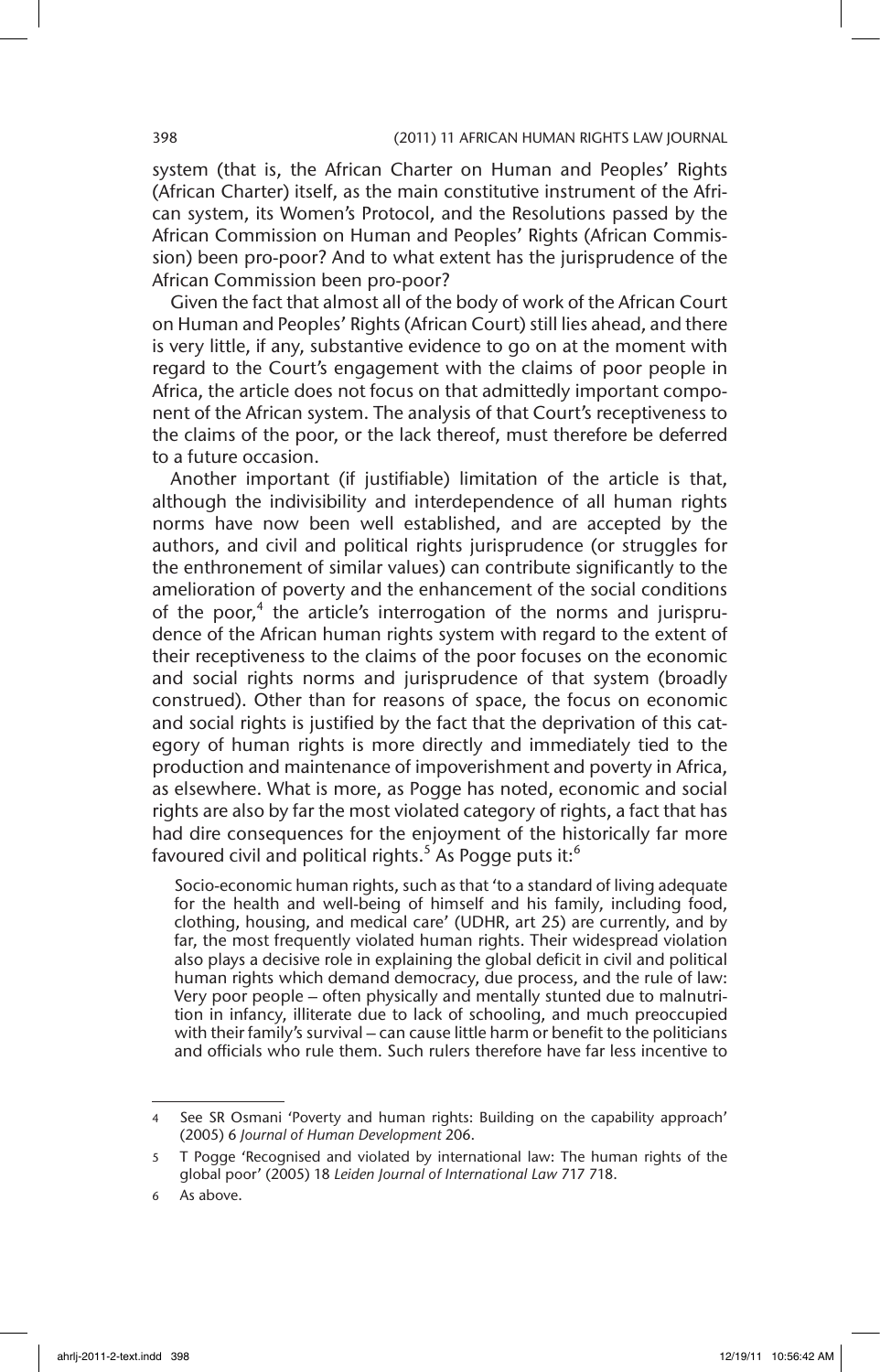system (that is, the African Charter on Human and Peoples' Rights (African Charter) itself, as the main constitutive instrument of the African system, its Women's Protocol, and the Resolutions passed by the African Commission on Human and Peoples' Rights (African Commission) been pro-poor? And to what extent has the jurisprudence of the African Commission been pro-poor?

Given the fact that almost all of the body of work of the African Court on Human and Peoples' Rights (African Court) still lies ahead, and there is very little, if any, substantive evidence to go on at the moment with regard to the Court's engagement with the claims of poor people in Africa, the article does not focus on that admittedly important component of the African system. The analysis of that Court's receptiveness to the claims of the poor, or the lack thereof, must therefore be deferred to a future occasion.

Another important (if justifiable) limitation of the article is that, although the indivisibility and interdependence of all human rights norms have now been well established, and are accepted by the authors, and civil and political rights jurisprudence (or struggles for the enthronement of similar values) can contribute significantly to the amelioration of poverty and the enhancement of the social conditions of the poor,[4] the article's interrogation of the norms and jurisprudence of the African human rights system with regard to the extent of their receptiveness to the claims of the poor focuses on the economic and social rights norms and jurisprudence of that system (broadly construed). Other than for reasons of space, the focus on economic and social rights is justified by the fact that the deprivation of this category of human rights is more directly and immediately tied to the production and maintenance of impoverishment and poverty in Africa, as elsewhere. What is more, as Pogge has noted, economic and social rights are also by far the most violated category of rights, a fact that has had dire consequences for the enjoyment of the historically far more favoured civil and political rights.[5] As Pogge puts it:[6]

> Socio-economic human rights, such as that 'to a standard of living adequate for the health and well-being of himself and his family, including food, clothing, housing, and medical care' (UDHR, art 25) are currently, and by far, the most frequently violated human rights. Their widespread violation also plays a decisive role in explaining the global deficit in civil and political human rights which demand democracy, due process, and the rule of law: Very poor people – often physically and mentally stunted due to malnutrition in infancy, illiterate due to lack of schooling, and much preoccupied with their family's survival – can cause little harm or benefit to the politicians and officials who rule them. Such rulers therefore have far less incentive to

---

4 See SR Osmani 'Poverty and human rights: Building on the capability approach' (2005) 6 *Journal of Human Development* 206.

5 T Pogge 'Recognised and violated by international law: The human rights of the global poor' (2005) 18 *Leiden Journal of International Law* 717 718.

6 As above.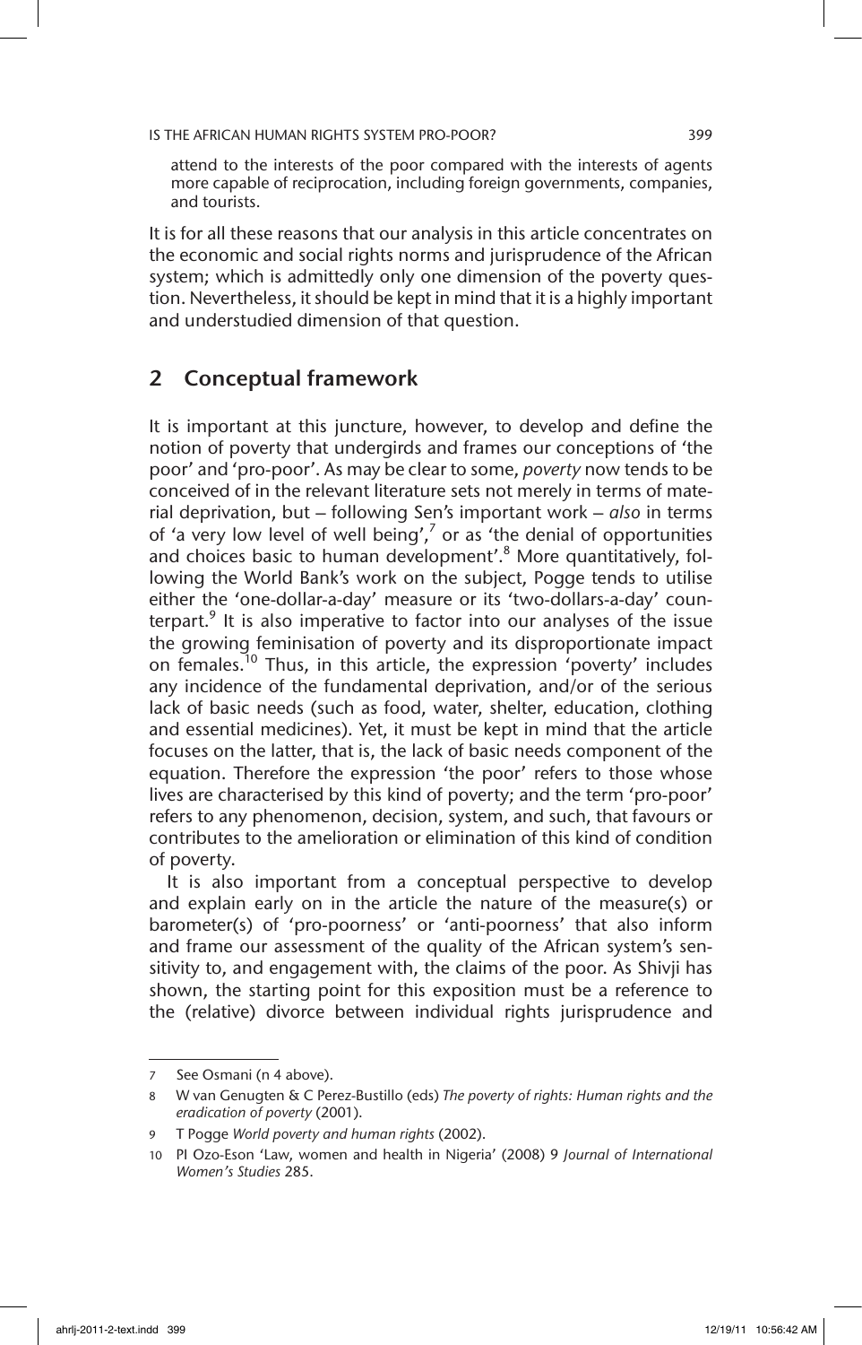attend to the interests of the poor compared with the interests of agents more capable of reciprocation, including foreign governments, companies, and tourists.

It is for all these reasons that our analysis in this article concentrates on the economic and social rights norms and jurisprudence of the African system; which is admittedly only one dimension of the poverty question. Nevertheless, it should be kept in mind that it is a highly important and understudied dimension of that question.

## 2 Conceptual framework

It is important at this juncture, however, to develop and define the notion of poverty that undergirds and frames our conceptions of 'the poor' and 'pro-poor'. As may be clear to some, *poverty* now tends to be conceived of in the relevant literature sets not merely in terms of material deprivation, but – following Sen's important work – *also* in terms of 'a very low level of well being',[7] or as 'the denial of opportunities and choices basic to human development'.[8] More quantitatively, following the World Bank's work on the subject, Pogge tends to utilise either the 'one-dollar-a-day' measure or its 'two-dollars-a-day' counterpart.[9] It is also imperative to factor into our analyses of the issue the growing feminisation of poverty and its disproportionate impact on females.[10] Thus, in this article, the expression 'poverty' includes any incidence of the fundamental deprivation, and/or of the serious lack of basic needs (such as food, water, shelter, education, clothing and essential medicines). Yet, it must be kept in mind that the article focuses on the latter, that is, the lack of basic needs component of the equation. Therefore the expression 'the poor' refers to those whose lives are characterised by this kind of poverty; and the term 'pro-poor' refers to any phenomenon, decision, system, and such, that favours or contributes to the amelioration or elimination of this kind of condition of poverty.

It is also important from a conceptual perspective to develop and explain early on in the article the nature of the measure(s) or barometer(s) of 'pro-poorness' or 'anti-poorness' that also inform and frame our assessment of the quality of the African system's sensitivity to, and engagement with, the claims of the poor. As Shivji has shown, the starting point for this exposition must be a reference to the (relative) divorce between individual rights jurisprudence and

---

7 See Osmani (n 4 above).

8 W van Genugten & C Perez-Bustillo (eds) *The poverty of rights: Human rights and the eradication of poverty* (2001).

9 T Pogge *World poverty and human rights* (2002).

10 PI Ozo-Eson 'Law, women and health in Nigeria' (2008) 9 *Journal of International Women's Studies* 285.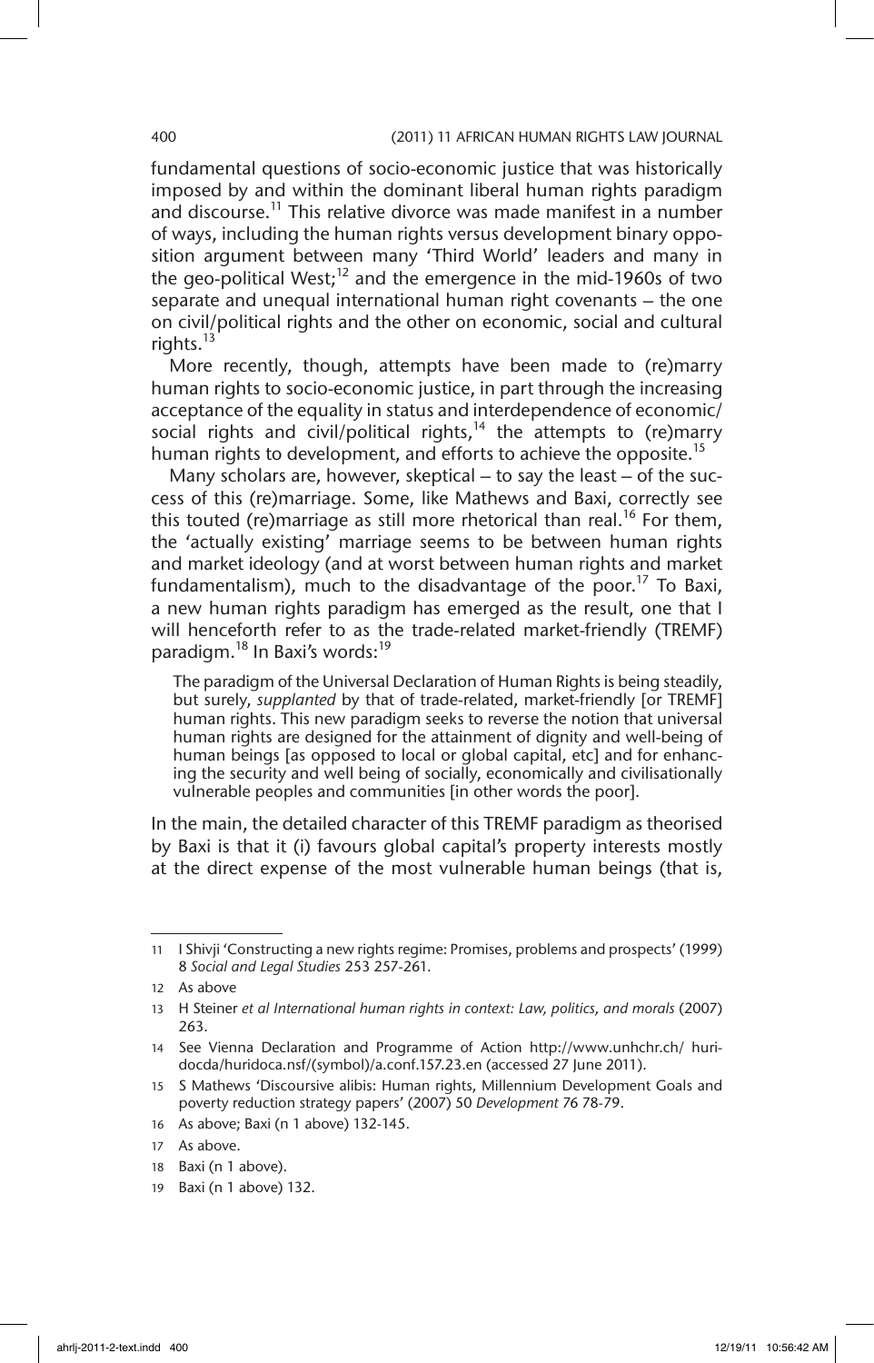fundamental questions of socio-economic justice that was historically imposed by and within the dominant liberal human rights paradigm and discourse.[11] This relative divorce was made manifest in a number of ways, including the human rights versus development binary opposition argument between many 'Third World' leaders and many in the geo-political West;[12] and the emergence in the mid-1960s of two separate and unequal international human right covenants – the one on civil/political rights and the other on economic, social and cultural rights.[13]

More recently, though, attempts have been made to (re)marry human rights to socio-economic justice, in part through the increasing acceptance of the equality in status and interdependence of economic/social rights and civil/political rights,[14] the attempts to (re)marry human rights to development, and efforts to achieve the opposite.[15]

Many scholars are, however, skeptical – to say the least – of the success of this (re)marriage. Some, like Mathews and Baxi, correctly see this touted (re)marriage as still more rhetorical than real.[16] For them, the 'actually existing' marriage seems to be between human rights and market ideology (and at worst between human rights and market fundamentalism), much to the disadvantage of the poor.[17] To Baxi, a new human rights paradigm has emerged as the result, one that I will henceforth refer to as the trade-related market-friendly (TREMF) paradigm.[18] In Baxi's words:[19]

> The paradigm of the Universal Declaration of Human Rights is being steadily, but surely, *supplanted* by that of trade-related, market-friendly [or TREMF] human rights. This new paradigm seeks to reverse the notion that universal human rights are designed for the attainment of dignity and well-being of human beings [as opposed to local or global capital, etc] and for enhancing the security and well being of socially, economically and civilisationally vulnerable peoples and communities [in other words the poor].

In the main, the detailed character of this TREMF paradigm as theorised by Baxi is that it (i) favours global capital's property interests mostly at the direct expense of the most vulnerable human beings (that is,

---

11 I Shivji 'Constructing a new rights regime: Promises, problems and prospects' (1999) 8 *Social and Legal Studies* 253 257-261.

12 As above

13 H Steiner *et al International human rights in context: Law, politics, and morals* (2007) 263.

14 See Vienna Declaration and Programme of Action http://www.unhchr.ch/ huridocda/huridoca.nsf/(symbol)/a.conf.157.23.en (accessed 27 June 2011).

15 S Mathews 'Discoursive alibis: Human rights, Millennium Development Goals and poverty reduction strategy papers' (2007) 50 *Development* 76 78-79.

16 As above; Baxi (n 1 above) 132-145.

17 As above.

18 Baxi (n 1 above).

19 Baxi (n 1 above) 132.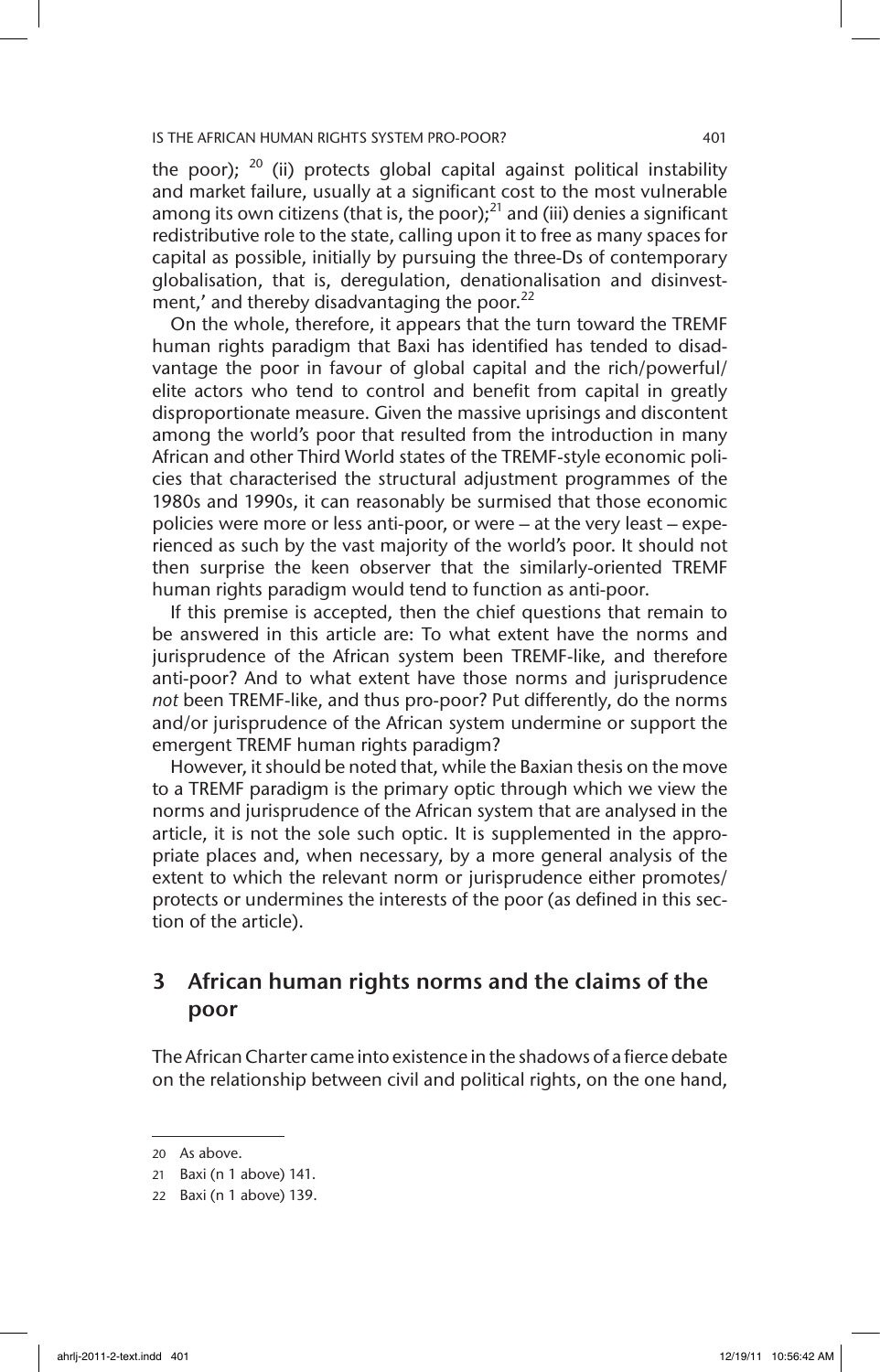the poor); [20] (ii) protects global capital against political instability and market failure, usually at a significant cost to the most vulnerable among its own citizens (that is, the poor);[21] and (iii) denies a significant redistributive role to the state, calling upon it to free as many spaces for capital as possible, initially by pursuing the three-Ds of contemporary globalisation, that is, deregulation, denationalisation and disinvestment,' and thereby disadvantaging the poor.[22]

On the whole, therefore, it appears that the turn toward the TREMF human rights paradigm that Baxi has identified has tended to disadvantage the poor in favour of global capital and the rich/powerful/elite actors who tend to control and benefit from capital in greatly disproportionate measure. Given the massive uprisings and discontent among the world's poor that resulted from the introduction in many African and other Third World states of the TREMF-style economic policies that characterised the structural adjustment programmes of the 1980s and 1990s, it can reasonably be surmised that those economic policies were more or less anti-poor, or were – at the very least – experienced as such by the vast majority of the world's poor. It should not then surprise the keen observer that the similarly-oriented TREMF human rights paradigm would tend to function as anti-poor.

If this premise is accepted, then the chief questions that remain to be answered in this article are: To what extent have the norms and jurisprudence of the African system been TREMF-like, and therefore anti-poor? And to what extent have those norms and jurisprudence *not* been TREMF-like, and thus pro-poor? Put differently, do the norms and/or jurisprudence of the African system undermine or support the emergent TREMF human rights paradigm?

However, it should be noted that, while the Baxian thesis on the move to a TREMF paradigm is the primary optic through which we view the norms and jurisprudence of the African system that are analysed in the article, it is not the sole such optic. It is supplemented in the appropriate places and, when necessary, by a more general analysis of the extent to which the relevant norm or jurisprudence either promotes/protects or undermines the interests of the poor (as defined in this section of the article).

## 3 African human rights norms and the claims of the poor

The African Charter came into existence in the shadows of a fierce debate on the relationship between civil and political rights, on the one hand,

---

20 As above.

21 Baxi (n 1 above) 141.

22 Baxi (n 1 above) 139.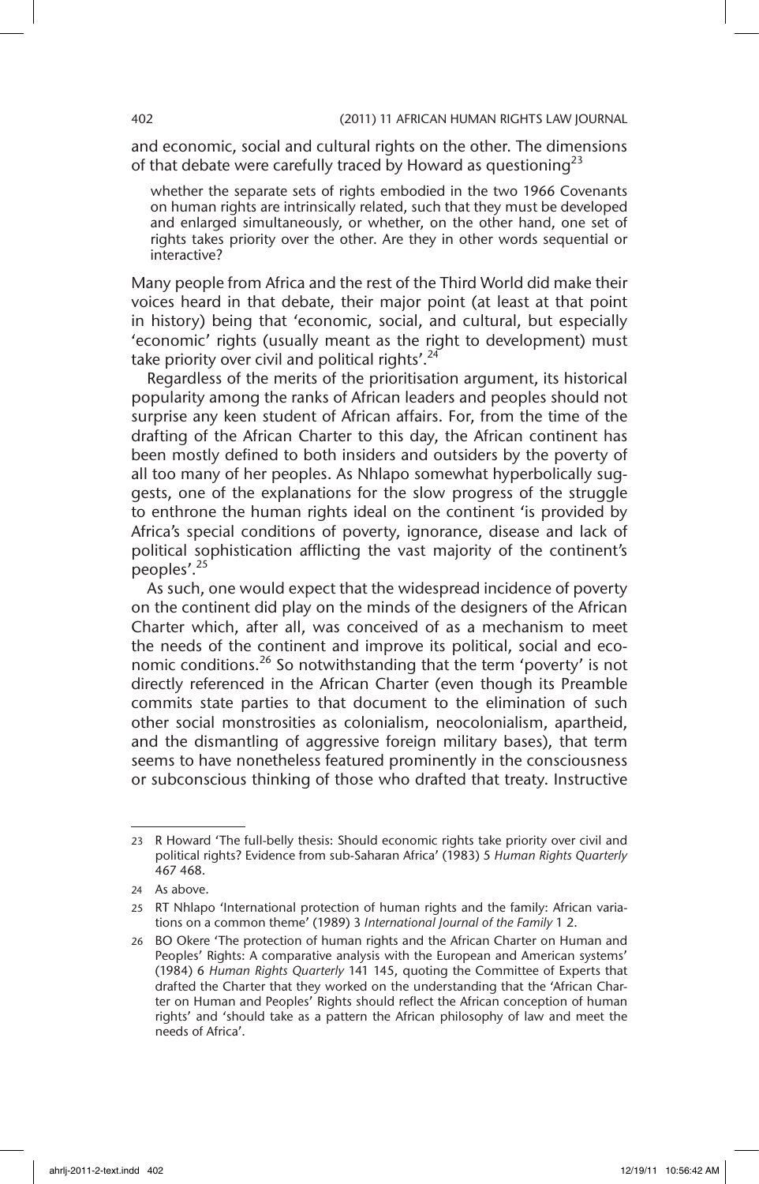and economic, social and cultural rights on the other. The dimensions of that debate were carefully traced by Howard as questioning[23]

> whether the separate sets of rights embodied in the two 1966 Covenants on human rights are intrinsically related, such that they must be developed and enlarged simultaneously, or whether, on the other hand, one set of rights takes priority over the other. Are they in other words sequential or interactive?

Many people from Africa and the rest of the Third World did make their voices heard in that debate, their major point (at least at that point in history) being that 'economic, social, and cultural, but especially 'economic' rights (usually meant as the right to development) must take priority over civil and political rights'.[24]

Regardless of the merits of the prioritisation argument, its historical popularity among the ranks of African leaders and peoples should not surprise any keen student of African affairs. For, from the time of the drafting of the African Charter to this day, the African continent has been mostly defined to both insiders and outsiders by the poverty of all too many of her peoples. As Nhlapo somewhat hyperbolically suggests, one of the explanations for the slow progress of the struggle to enthrone the human rights ideal on the continent 'is provided by Africa's special conditions of poverty, ignorance, disease and lack of political sophistication afflicting the vast majority of the continent's peoples'.[25]

As such, one would expect that the widespread incidence of poverty on the continent did play on the minds of the designers of the African Charter which, after all, was conceived of as a mechanism to meet the needs of the continent and improve its political, social and economic conditions.[26] So notwithstanding that the term 'poverty' is not directly referenced in the African Charter (even though its Preamble commits state parties to that document to the elimination of such other social monstrosities as colonialism, neocolonialism, apartheid, and the dismantling of aggressive foreign military bases), that term seems to have nonetheless featured prominently in the consciousness or subconscious thinking of those who drafted that treaty. Instructive

---

23 R Howard 'The full-belly thesis: Should economic rights take priority over civil and political rights? Evidence from sub-Saharan Africa' (1983) 5 *Human Rights Quarterly* 467 468.

24 As above.

25 RT Nhlapo 'International protection of human rights and the family: African variations on a common theme' (1989) 3 *International Journal of the Family* 1 2.

26 BO Okere 'The protection of human rights and the African Charter on Human and Peoples' Rights: A comparative analysis with the European and American systems' (1984) 6 *Human Rights Quarterly* 141 145, quoting the Committee of Experts that drafted the Charter that they worked on the understanding that the 'African Charter on Human and Peoples' Rights should reflect the African conception of human rights' and 'should take as a pattern the African philosophy of law and meet the needs of Africa'.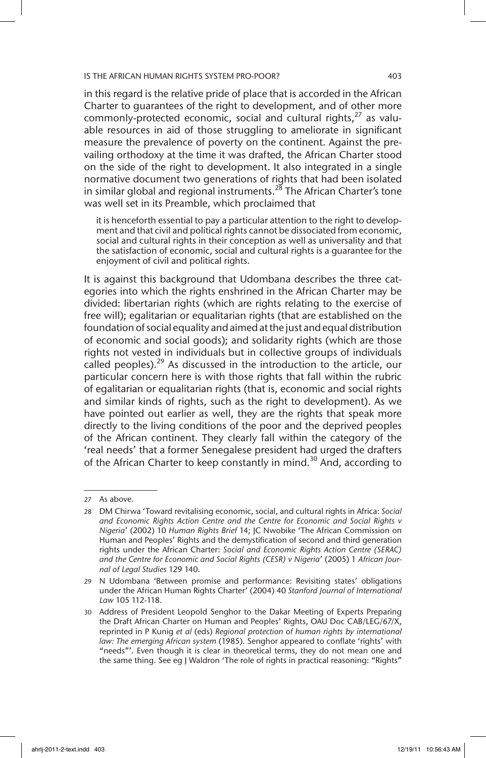in this regard is the relative pride of place that is accorded in the African Charter to guarantees of the right to development, and of other more commonly-protected economic, social and cultural rights,[27] as valuable resources in aid of those struggling to ameliorate in significant measure the prevalence of poverty on the continent. Against the prevailing orthodoxy at the time it was drafted, the African Charter stood on the side of the right to development. It also integrated in a single normative document two generations of rights that had been isolated in similar global and regional instruments.[28] The African Charter's tone was well set in its Preamble, which proclaimed that

> it is henceforth essential to pay a particular attention to the right to development and that civil and political rights cannot be dissociated from economic, social and cultural rights in their conception as well as universality and that the satisfaction of economic, social and cultural rights is a guarantee for the enjoyment of civil and political rights.

It is against this background that Udombana describes the three categories into which the rights enshrined in the African Charter may be divided: libertarian rights (which are rights relating to the exercise of free will); egalitarian or equalitarian rights (that are established on the foundation of social equality and aimed at the just and equal distribution of economic and social goods); and solidarity rights (which are those rights not vested in individuals but in collective groups of individuals called peoples).[29] As discussed in the introduction to the article, our particular concern here is with those rights that fall within the rubric of egalitarian or equalitarian rights (that is, economic and social rights and similar kinds of rights, such as the right to development). As we have pointed out earlier as well, they are the rights that speak more directly to the living conditions of the poor and the deprived peoples of the African continent. They clearly fall within the category of the 'real needs' that a former Senegalese president had urged the drafters of the African Charter to keep constantly in mind.[30] And, according to

---

27 As above.

28 DM Chirwa 'Toward revitalising economic, social, and cultural rights in Africa: *Social and Economic Rights Action Centre and the Centre for Economic and Social Rights v Nigeria*' (2002) 10 *Human Rights Brief* 14; JC Nwobike 'The African Commission on Human and Peoples' Rights and the demystification of second and third generation rights under the African Charter: *Social and Economic Rights Action Centre (SERAC) and the Centre for Economic and Social Rights (CESR) v Nigeria*' (2005) 1 *African Journal of Legal Studies* 129 140.

29 N Udombana 'Between promise and performance: Revisiting states' obligations under the African Human Rights Charter' (2004) 40 *Stanford Journal of International Law* 105 112-118.

30 Address of President Leopold Senghor to the Dakar Meeting of Experts Preparing the Draft African Charter on Human and Peoples' Rights, OAU Doc CAB/LEG/67/X, reprinted in P Kunig *et al* (eds) *Regional protection of human rights by international law: The emerging African system* (1985). Senghor appeared to conflate 'rights' with "needs"'. Even though it is clear in theoretical terms, they do not mean one and the same thing. See eg J Waldron 'The role of rights in practical reasoning: "Rights"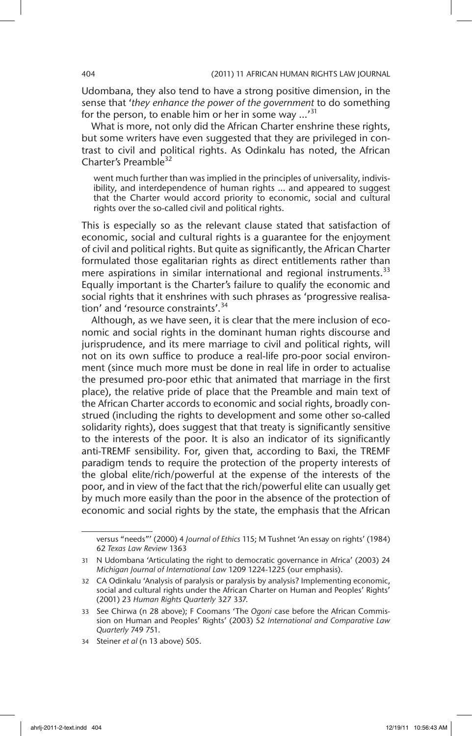Udombana, they also tend to have a strong positive dimension, in the sense that '*they enhance the power of the government* to do something for the person, to enable him or her in some way ...'[31]

What is more, not only did the African Charter enshrine these rights, but some writers have even suggested that they are privileged in contrast to civil and political rights. As Odinkalu has noted, the African Charter's Preamble[32]

> went much further than was implied in the principles of universality, indivisibility, and interdependence of human rights ... and appeared to suggest that the Charter would accord priority to economic, social and cultural rights over the so-called civil and political rights.

This is especially so as the relevant clause stated that satisfaction of economic, social and cultural rights is a guarantee for the enjoyment of civil and political rights. But quite as significantly, the African Charter formulated those egalitarian rights as direct entitlements rather than mere aspirations in similar international and regional instruments.[33] Equally important is the Charter's failure to qualify the economic and social rights that it enshrines with such phrases as 'progressive realisation' and 'resource constraints'.[34]

Although, as we have seen, it is clear that the mere inclusion of economic and social rights in the dominant human rights discourse and jurisprudence, and its mere marriage to civil and political rights, will not on its own suffice to produce a real-life pro-poor social environment (since much more must be done in real life in order to actualise the presumed pro-poor ethic that animated that marriage in the first place), the relative pride of place that the Preamble and main text of the African Charter accords to economic and social rights, broadly construed (including the rights to development and some other so-called solidarity rights), does suggest that that treaty is significantly sensitive to the interests of the poor. It is also an indicator of its significantly anti-TREMF sensibility. For, given that, according to Baxi, the TREMF paradigm tends to require the protection of the property interests of the global elite/rich/powerful at the expense of the interests of the poor, and in view of the fact that the rich/powerful elite can usually get by much more easily than the poor in the absence of the protection of economic and social rights by the state, the emphasis that the African

---

versus "needs"' (2000) 4 *Journal of Ethics* 115; M Tushnet 'An essay on rights' (1984) 62 *Texas Law Review* 1363

31 N Udombana 'Articulating the right to democratic governance in Africa' (2003) 24 *Michigan Journal of International Law* 1209 1224-1225 (our emphasis).

32 CA Odinkalu 'Analysis of paralysis or paralysis by analysis? Implementing economic, social and cultural rights under the African Charter on Human and Peoples' Rights' (2001) 23 *Human Rights Quarterly* 327 337.

33 See Chirwa (n 28 above); F Coomans 'The *Ogoni* case before the African Commission on Human and Peoples' Rights' (2003) 52 *International and Comparative Law Quarterly* 749 751.

34 Steiner *et al* (n 13 above) 505.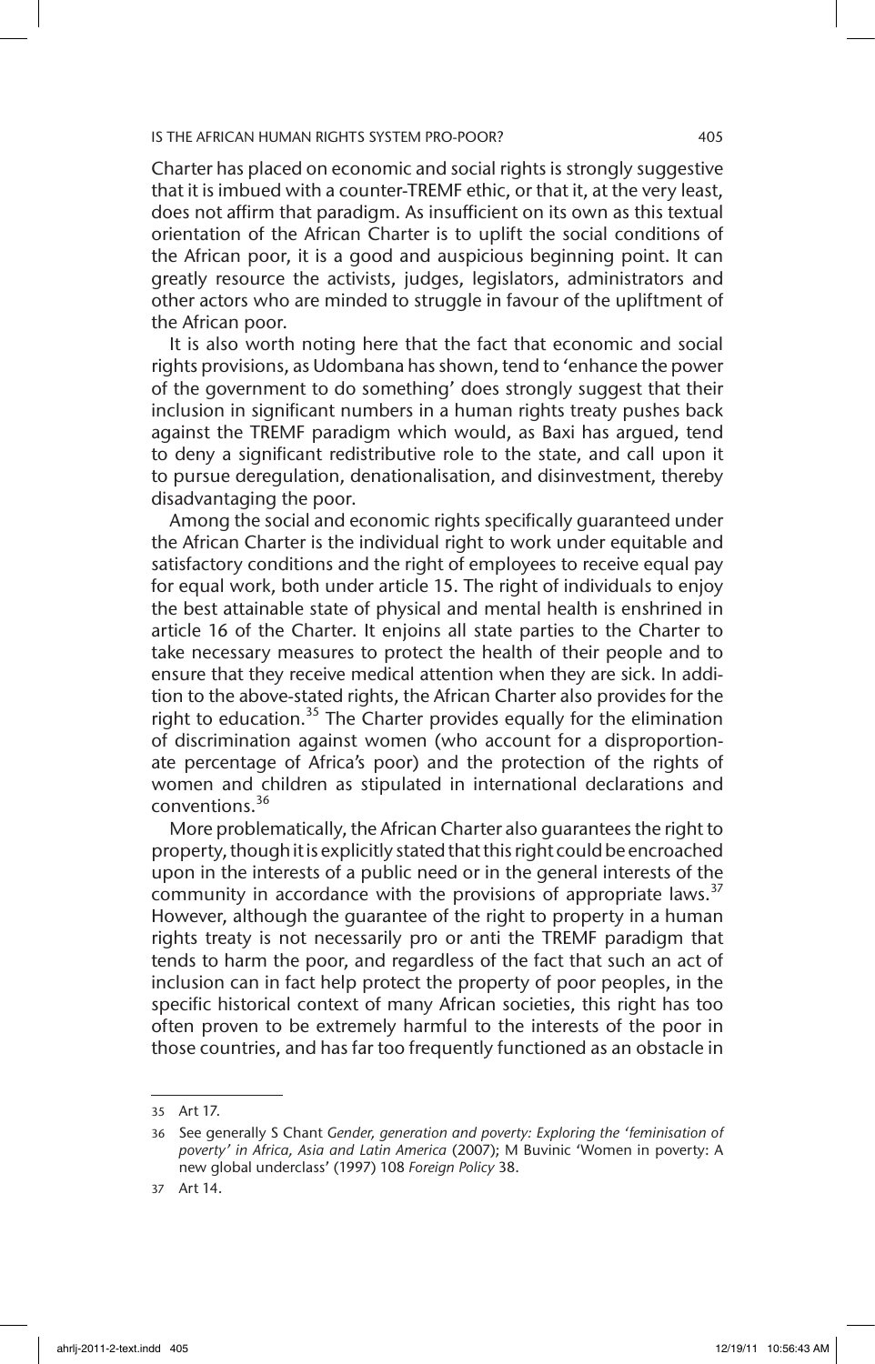Charter has placed on economic and social rights is strongly suggestive that it is imbued with a counter-TREMF ethic, or that it, at the very least, does not affirm that paradigm. As insufficient on its own as this textual orientation of the African Charter is to uplift the social conditions of the African poor, it is a good and auspicious beginning point. It can greatly resource the activists, judges, legislators, administrators and other actors who are minded to struggle in favour of the upliftment of the African poor.

It is also worth noting here that the fact that economic and social rights provisions, as Udombana has shown, tend to 'enhance the power of the government to do something' does strongly suggest that their inclusion in significant numbers in a human rights treaty pushes back against the TREMF paradigm which would, as Baxi has argued, tend to deny a significant redistributive role to the state, and call upon it to pursue deregulation, denationalisation, and disinvestment, thereby disadvantaging the poor.

Among the social and economic rights specifically guaranteed under the African Charter is the individual right to work under equitable and satisfactory conditions and the right of employees to receive equal pay for equal work, both under article 15. The right of individuals to enjoy the best attainable state of physical and mental health is enshrined in article 16 of the Charter. It enjoins all state parties to the Charter to take necessary measures to protect the health of their people and to ensure that they receive medical attention when they are sick. In addition to the above-stated rights, the African Charter also provides for the right to education.[35] The Charter provides equally for the elimination of discrimination against women (who account for a disproportionate percentage of Africa's poor) and the protection of the rights of women and children as stipulated in international declarations and conventions.[36]

More problematically, the African Charter also guarantees the right to property, though it is explicitly stated that this right could be encroached upon in the interests of a public need or in the general interests of the community in accordance with the provisions of appropriate laws.[37] However, although the guarantee of the right to property in a human rights treaty is not necessarily pro or anti the TREMF paradigm that tends to harm the poor, and regardless of the fact that such an act of inclusion can in fact help protect the property of poor peoples, in the specific historical context of many African societies, this right has too often proven to be extremely harmful to the interests of the poor in those countries, and has far too frequently functioned as an obstacle in

---

35 Art 17.

36 See generally S Chant *Gender, generation and poverty: Exploring the 'feminisation of poverty' in Africa, Asia and Latin America* (2007); M Buvinic 'Women in poverty: A new global underclass' (1997) 108 *Foreign Policy* 38.

37 Art 14.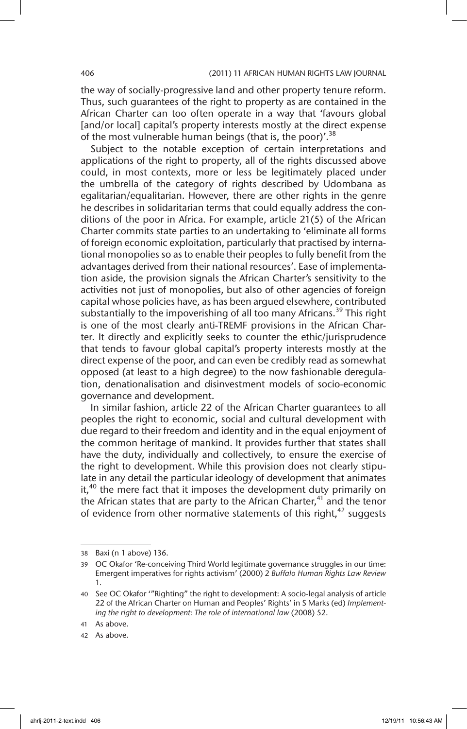the way of socially-progressive land and other property tenure reform. Thus, such guarantees of the right to property as are contained in the African Charter can too often operate in a way that 'favours global [and/or local] capital's property interests mostly at the direct expense of the most vulnerable human beings (that is, the poor)'.[38]

Subject to the notable exception of certain interpretations and applications of the right to property, all of the rights discussed above could, in most contexts, more or less be legitimately placed under the umbrella of the category of rights described by Udombana as egalitarian/equalitarian. However, there are other rights in the genre he describes in solidaritarian terms that could equally address the conditions of the poor in Africa. For example, article 21(5) of the African Charter commits state parties to an undertaking to 'eliminate all forms of foreign economic exploitation, particularly that practised by international monopolies so as to enable their peoples to fully benefit from the advantages derived from their national resources'. Ease of implementation aside, the provision signals the African Charter's sensitivity to the activities not just of monopolies, but also of other agencies of foreign capital whose policies have, as has been argued elsewhere, contributed substantially to the impoverishing of all too many Africans.[39] This right is one of the most clearly anti-TREMF provisions in the African Charter. It directly and explicitly seeks to counter the ethic/jurisprudence that tends to favour global capital's property interests mostly at the direct expense of the poor, and can even be credibly read as somewhat opposed (at least to a high degree) to the now fashionable deregulation, denationalisation and disinvestment models of socio-economic governance and development.

In similar fashion, article 22 of the African Charter guarantees to all peoples the right to economic, social and cultural development with due regard to their freedom and identity and in the equal enjoyment of the common heritage of mankind. It provides further that states shall have the duty, individually and collectively, to ensure the exercise of the right to development. While this provision does not clearly stipulate in any detail the particular ideology of development that animates it,[40] the mere fact that it imposes the development duty primarily on the African states that are party to the African Charter,[41] and the tenor of evidence from other normative statements of this right,[42] suggests

---

38 Baxi (n 1 above) 136.

39 OC Okafor 'Re-conceiving Third World legitimate governance struggles in our time: Emergent imperatives for rights activism' (2000) 2 *Buffalo Human Rights Law Review* 1.

40 See OC Okafor '"Righting" the right to development: A socio-legal analysis of article 22 of the African Charter on Human and Peoples' Rights' in S Marks (ed) *Implementing the right to development: The role of international law* (2008) 52.

41 As above.

42 As above.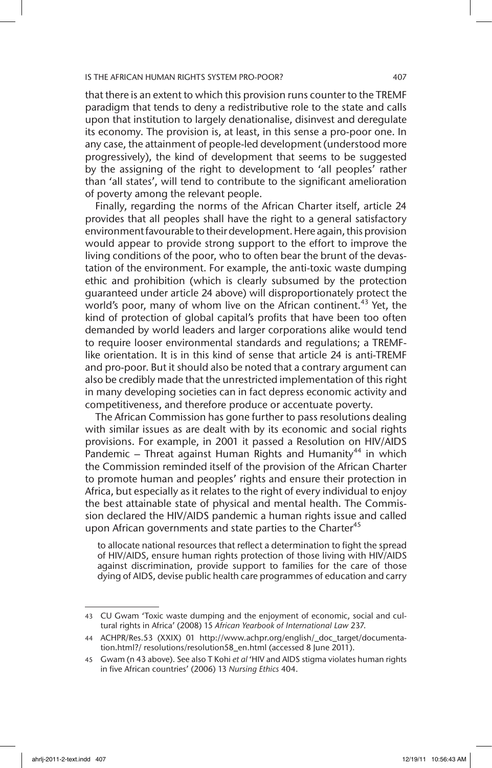that there is an extent to which this provision runs counter to the TREMF paradigm that tends to deny a redistributive role to the state and calls upon that institution to largely denationalise, disinvest and deregulate its economy. The provision is, at least, in this sense a pro-poor one. In any case, the attainment of people-led development (understood more progressively), the kind of development that seems to be suggested by the assigning of the right to development to 'all peoples' rather than 'all states', will tend to contribute to the significant amelioration of poverty among the relevant people.

Finally, regarding the norms of the African Charter itself, article 24 provides that all peoples shall have the right to a general satisfactory environment favourable to their development. Here again, this provision would appear to provide strong support to the effort to improve the living conditions of the poor, who to often bear the brunt of the devastation of the environment. For example, the anti-toxic waste dumping ethic and prohibition (which is clearly subsumed by the protection guaranteed under article 24 above) will disproportionately protect the world's poor, many of whom live on the African continent.[43] Yet, the kind of protection of global capital's profits that have been too often demanded by world leaders and larger corporations alike would tend to require looser environmental standards and regulations; a TREMF-like orientation. It is in this kind of sense that article 24 is anti-TREMF and pro-poor. But it should also be noted that a contrary argument can also be credibly made that the unrestricted implementation of this right in many developing societies can in fact depress economic activity and competitiveness, and therefore produce or accentuate poverty.

The African Commission has gone further to pass resolutions dealing with similar issues as are dealt with by its economic and social rights provisions. For example, in 2001 it passed a Resolution on HIV/AIDS Pandemic – Threat against Human Rights and Humanity[44] in which the Commission reminded itself of the provision of the African Charter to promote human and peoples' rights and ensure their protection in Africa, but especially as it relates to the right of every individual to enjoy the best attainable state of physical and mental health. The Commission declared the HIV/AIDS pandemic a human rights issue and called upon African governments and state parties to the Charter[45]

> to allocate national resources that reflect a determination to fight the spread of HIV/AIDS, ensure human rights protection of those living with HIV/AIDS against discrimination, provide support to families for the care of those dying of AIDS, devise public health care programmes of education and carry

---

43 CU Gwam 'Toxic waste dumping and the enjoyment of economic, social and cultural rights in Africa' (2008) 15 *African Yearbook of International Law* 237.

44 ACHPR/Res.53 (XXIX) 01 http://www.achpr.org/english/_doc_target/documentation.html?/ resolutions/resolution58_en.html (accessed 8 June 2011).

45 Gwam (n 43 above). See also T Kohi *et al* 'HIV and AIDS stigma violates human rights in five African countries' (2006) 13 *Nursing Ethics* 404.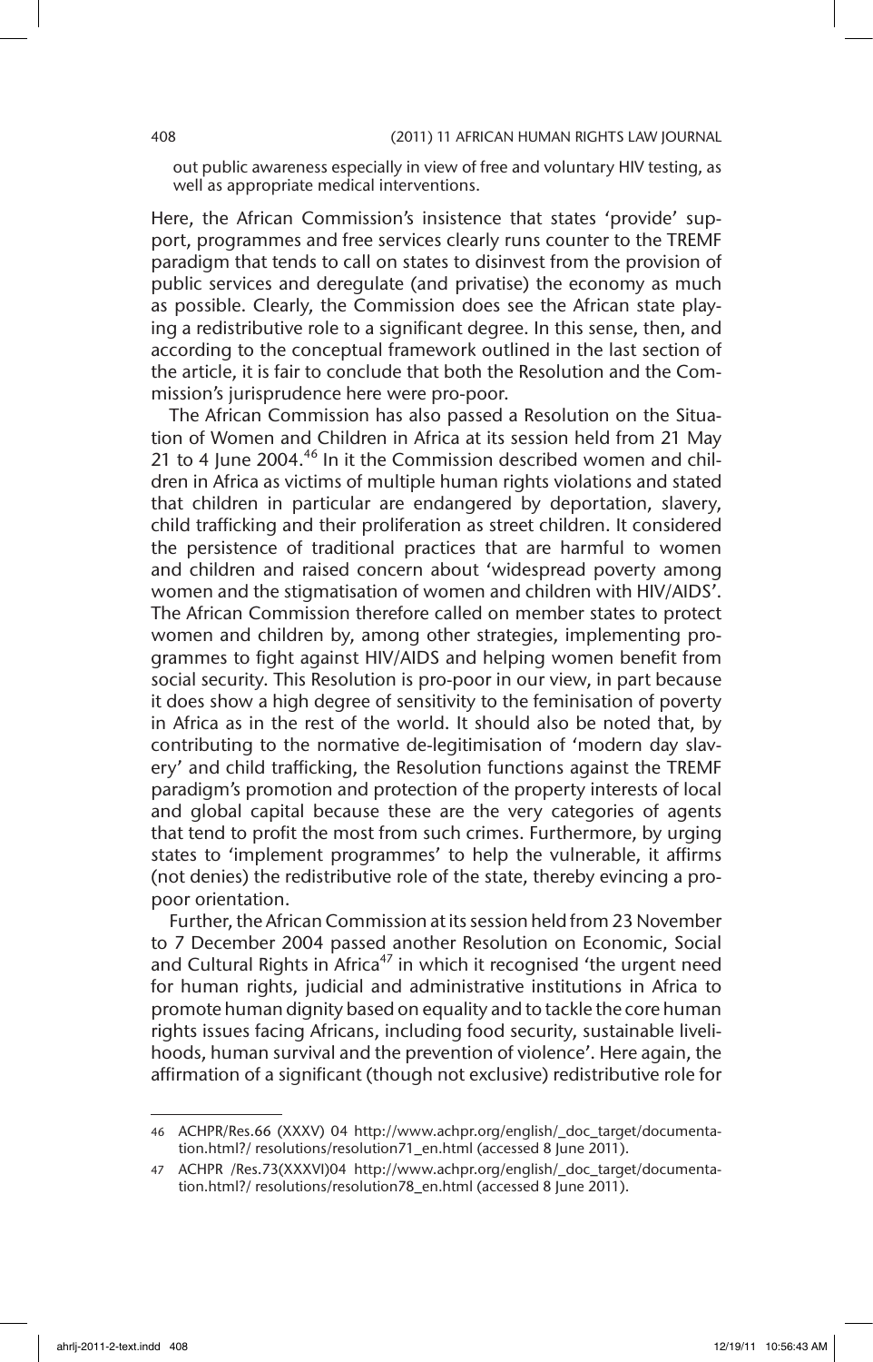out public awareness especially in view of free and voluntary HIV testing, as well as appropriate medical interventions.

Here, the African Commission's insistence that states 'provide' support, programmes and free services clearly runs counter to the TREMF paradigm that tends to call on states to disinvest from the provision of public services and deregulate (and privatise) the economy as much as possible. Clearly, the Commission does see the African state playing a redistributive role to a significant degree. In this sense, then, and according to the conceptual framework outlined in the last section of the article, it is fair to conclude that both the Resolution and the Commission's jurisprudence here were pro-poor.

The African Commission has also passed a Resolution on the Situation of Women and Children in Africa at its session held from 21 May 21 to 4 June 2004.[46] In it the Commission described women and children in Africa as victims of multiple human rights violations and stated that children in particular are endangered by deportation, slavery, child trafficking and their proliferation as street children. It considered the persistence of traditional practices that are harmful to women and children and raised concern about 'widespread poverty among women and the stigmatisation of women and children with HIV/AIDS'. The African Commission therefore called on member states to protect women and children by, among other strategies, implementing programmes to fight against HIV/AIDS and helping women benefit from social security. This Resolution is pro-poor in our view, in part because it does show a high degree of sensitivity to the feminisation of poverty in Africa as in the rest of the world. It should also be noted that, by contributing to the normative de-legitimisation of 'modern day slavery' and child trafficking, the Resolution functions against the TREMF paradigm's promotion and protection of the property interests of local and global capital because these are the very categories of agents that tend to profit the most from such crimes. Furthermore, by urging states to 'implement programmes' to help the vulnerable, it affirms (not denies) the redistributive role of the state, thereby evincing a pro-poor orientation.

Further, the African Commission at its session held from 23 November to 7 December 2004 passed another Resolution on Economic, Social and Cultural Rights in Africa[47] in which it recognised 'the urgent need for human rights, judicial and administrative institutions in Africa to promote human dignity based on equality and to tackle the core human rights issues facing Africans, including food security, sustainable livelihoods, human survival and the prevention of violence'. Here again, the affirmation of a significant (though not exclusive) redistributive role for

---

46 ACHPR/Res.66 (XXXV) 04 http://www.achpr.org/english/_doc_target/documentation.html?/ resolutions/resolution71_en.html (accessed 8 June 2011).

47 ACHPR /Res.73(XXXVI)04 http://www.achpr.org/english/_doc_target/documentation.html?/ resolutions/resolution78_en.html (accessed 8 June 2011).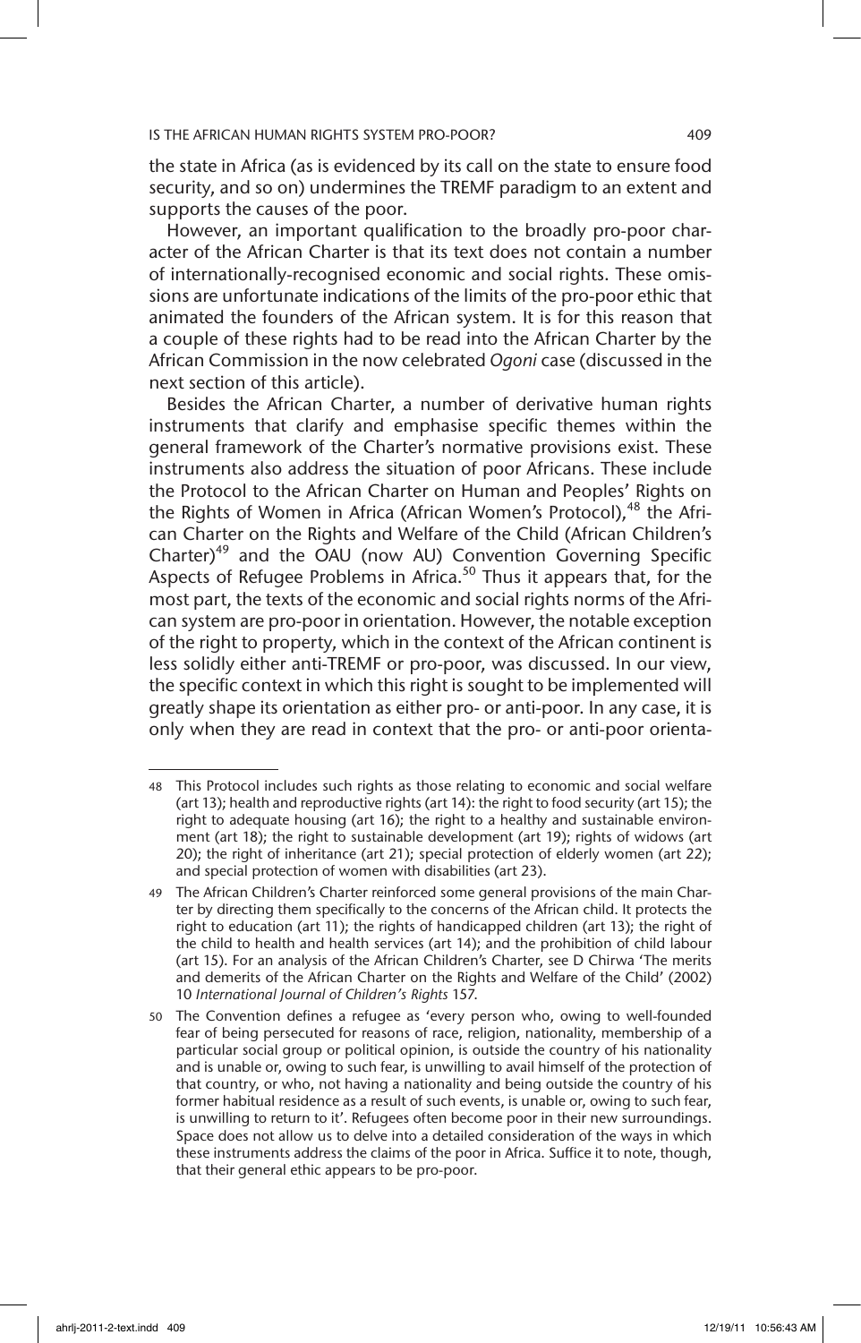the state in Africa (as is evidenced by its call on the state to ensure food security, and so on) undermines the TREMF paradigm to an extent and supports the causes of the poor.

However, an important qualification to the broadly pro-poor character of the African Charter is that its text does not contain a number of internationally-recognised economic and social rights. These omissions are unfortunate indications of the limits of the pro-poor ethic that animated the founders of the African system. It is for this reason that a couple of these rights had to be read into the African Charter by the African Commission in the now celebrated *Ogoni* case (discussed in the next section of this article).

Besides the African Charter, a number of derivative human rights instruments that clarify and emphasise specific themes within the general framework of the Charter's normative provisions exist. These instruments also address the situation of poor Africans. These include the Protocol to the African Charter on Human and Peoples' Rights on the Rights of Women in Africa (African Women's Protocol),[48] the African Charter on the Rights and Welfare of the Child (African Children's Charter)[49] and the OAU (now AU) Convention Governing Specific Aspects of Refugee Problems in Africa.[50] Thus it appears that, for the most part, the texts of the economic and social rights norms of the African system are pro-poor in orientation. However, the notable exception of the right to property, which in the context of the African continent is less solidly either anti-TREMF or pro-poor, was discussed. In our view, the specific context in which this right is sought to be implemented will greatly shape its orientation as either pro- or anti-poor. In any case, it is only when they are read in context that the pro- or anti-poor orienta-

---

48 This Protocol includes such rights as those relating to economic and social welfare (art 13); health and reproductive rights (art 14): the right to food security (art 15); the right to adequate housing (art 16); the right to a healthy and sustainable environment (art 18); the right to sustainable development (art 19); rights of widows (art 20); the right of inheritance (art 21); special protection of elderly women (art 22); and special protection of women with disabilities (art 23).

49 The African Children's Charter reinforced some general provisions of the main Charter by directing them specifically to the concerns of the African child. It protects the right to education (art 11); the rights of handicapped children (art 13); the right of the child to health and health services (art 14); and the prohibition of child labour (art 15). For an analysis of the African Children's Charter, see D Chirwa 'The merits and demerits of the African Charter on the Rights and Welfare of the Child' (2002) 10 *International Journal of Children's Rights* 157.

50 The Convention defines a refugee as 'every person who, owing to well-founded fear of being persecuted for reasons of race, religion, nationality, membership of a particular social group or political opinion, is outside the country of his nationality and is unable or, owing to such fear, is unwilling to avail himself of the protection of that country, or who, not having a nationality and being outside the country of his former habitual residence as a result of such events, is unable or, owing to such fear, is unwilling to return to it'. Refugees often become poor in their new surroundings. Space does not allow us to delve into a detailed consideration of the ways in which these instruments address the claims of the poor in Africa. Suffice it to note, though, that their general ethic appears to be pro-poor.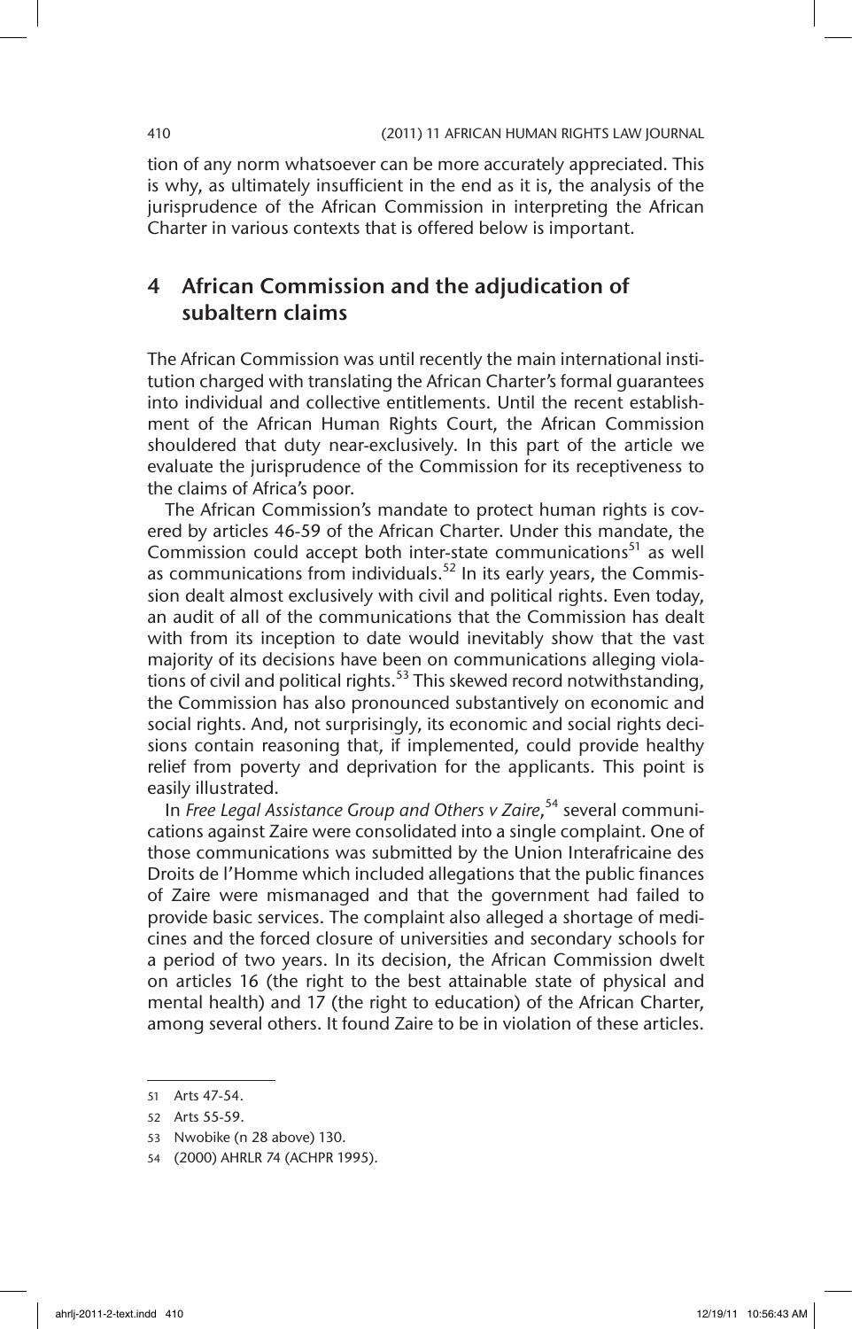tion of any norm whatsoever can be more accurately appreciated. This is why, as ultimately insufficient in the end as it is, the analysis of the jurisprudence of the African Commission in interpreting the African Charter in various contexts that is offered below is important.

## 4 African Commission and the adjudication of subaltern claims

The African Commission was until recently the main international institution charged with translating the African Charter's formal guarantees into individual and collective entitlements. Until the recent establishment of the African Human Rights Court, the African Commission shouldered that duty near-exclusively. In this part of the article we evaluate the jurisprudence of the Commission for its receptiveness to the claims of Africa's poor.

The African Commission's mandate to protect human rights is covered by articles 46-59 of the African Charter. Under this mandate, the Commission could accept both inter-state communications[51] as well as communications from individuals.[52] In its early years, the Commission dealt almost exclusively with civil and political rights. Even today, an audit of all of the communications that the Commission has dealt with from its inception to date would inevitably show that the vast majority of its decisions have been on communications alleging violations of civil and political rights.[53] This skewed record notwithstanding, the Commission has also pronounced substantively on economic and social rights. And, not surprisingly, its economic and social rights decisions contain reasoning that, if implemented, could provide healthy relief from poverty and deprivation for the applicants. This point is easily illustrated.

In *Free Legal Assistance Group and Others v Zaire*,[54] several communications against Zaire were consolidated into a single complaint. One of those communications was submitted by the Union Interafricaine des Droits de l'Homme which included allegations that the public finances of Zaire were mismanaged and that the government had failed to provide basic services. The complaint also alleged a shortage of medicines and the forced closure of universities and secondary schools for a period of two years. In its decision, the African Commission dwelt on articles 16 (the right to the best attainable state of physical and mental health) and 17 (the right to education) of the African Charter, among several others. It found Zaire to be in violation of these articles.

---

51 Arts 47-54.

52 Arts 55-59.

53 Nwobike (n 28 above) 130.

54 (2000) AHRLR 74 (ACHPR 1995).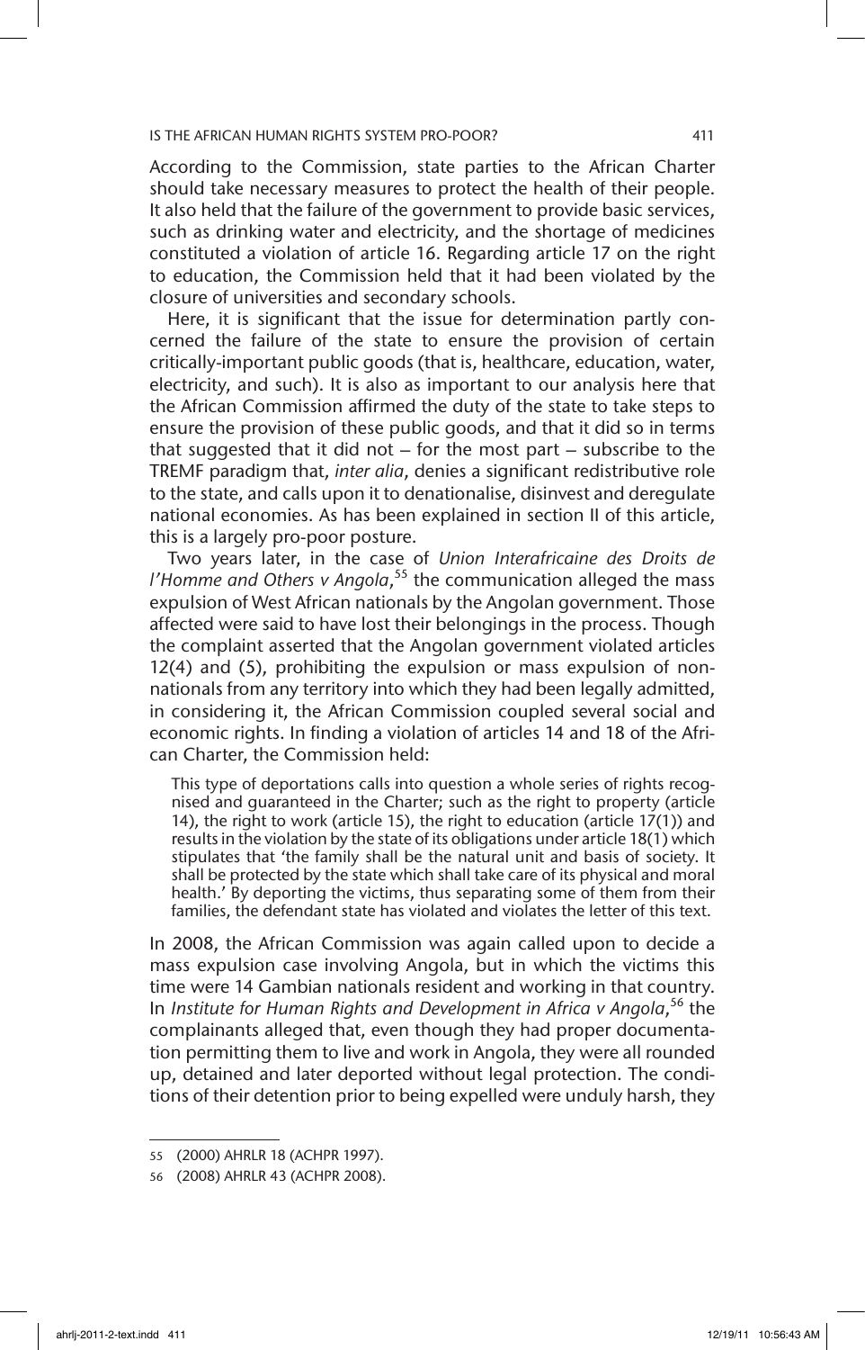According to the Commission, state parties to the African Charter should take necessary measures to protect the health of their people. It also held that the failure of the government to provide basic services, such as drinking water and electricity, and the shortage of medicines constituted a violation of article 16. Regarding article 17 on the right to education, the Commission held that it had been violated by the closure of universities and secondary schools.

Here, it is significant that the issue for determination partly concerned the failure of the state to ensure the provision of certain critically-important public goods (that is, healthcare, education, water, electricity, and such). It is also as important to our analysis here that the African Commission affirmed the duty of the state to take steps to ensure the provision of these public goods, and that it did so in terms that suggested that it did not – for the most part – subscribe to the TREMF paradigm that, *inter alia*, denies a significant redistributive role to the state, and calls upon it to denationalise, disinvest and deregulate national economies. As has been explained in section II of this article, this is a largely pro-poor posture.

Two years later, in the case of *Union Interafricaine des Droits de l'Homme and Others v Angola*,[55] the communication alleged the mass expulsion of West African nationals by the Angolan government. Those affected were said to have lost their belongings in the process. Though the complaint asserted that the Angolan government violated articles 12(4) and (5), prohibiting the expulsion or mass expulsion of non-nationals from any territory into which they had been legally admitted, in considering it, the African Commission coupled several social and economic rights. In finding a violation of articles 14 and 18 of the African Charter, the Commission held:

> This type of deportations calls into question a whole series of rights recognised and guaranteed in the Charter; such as the right to property (article 14), the right to work (article 15), the right to education (article 17(1)) and results in the violation by the state of its obligations under article 18(1) which stipulates that 'the family shall be the natural unit and basis of society. It shall be protected by the state which shall take care of its physical and moral health.' By deporting the victims, thus separating some of them from their families, the defendant state has violated and violates the letter of this text.

In 2008, the African Commission was again called upon to decide a mass expulsion case involving Angola, but in which the victims this time were 14 Gambian nationals resident and working in that country. In *Institute for Human Rights and Development in Africa v Angola*,[56] the complainants alleged that, even though they had proper documentation permitting them to live and work in Angola, they were all rounded up, detained and later deported without legal protection. The conditions of their detention prior to being expelled were unduly harsh, they

---

55 (2000) AHRLR 18 (ACHPR 1997).

56 (2008) AHRLR 43 (ACHPR 2008).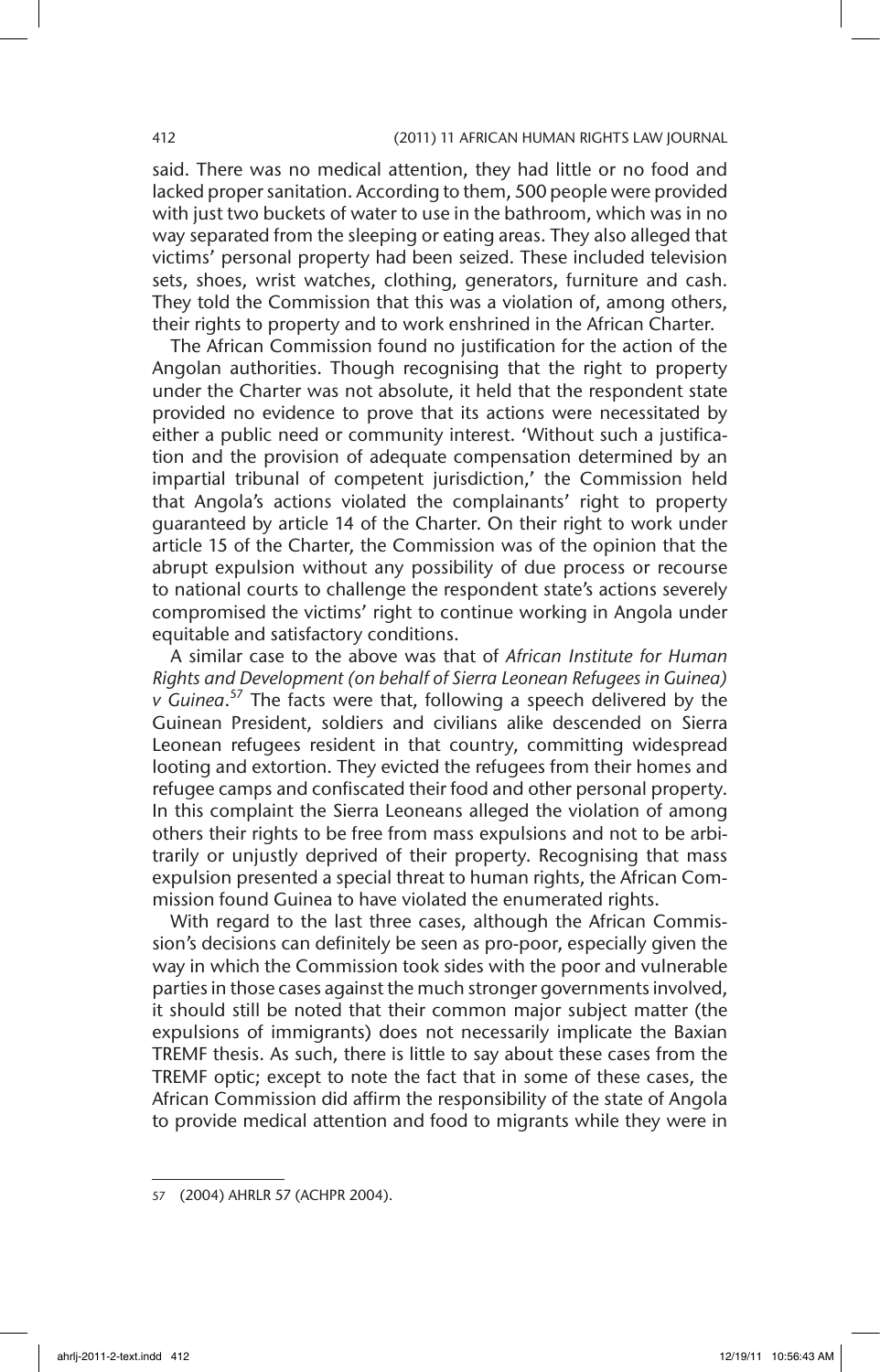said. There was no medical attention, they had little or no food and lacked proper sanitation. According to them, 500 people were provided with just two buckets of water to use in the bathroom, which was in no way separated from the sleeping or eating areas. They also alleged that victims' personal property had been seized. These included television sets, shoes, wrist watches, clothing, generators, furniture and cash. They told the Commission that this was a violation of, among others, their rights to property and to work enshrined in the African Charter.

The African Commission found no justification for the action of the Angolan authorities. Though recognising that the right to property under the Charter was not absolute, it held that the respondent state provided no evidence to prove that its actions were necessitated by either a public need or community interest. 'Without such a justification and the provision of adequate compensation determined by an impartial tribunal of competent jurisdiction,' the Commission held that Angola's actions violated the complainants' right to property guaranteed by article 14 of the Charter. On their right to work under article 15 of the Charter, the Commission was of the opinion that the abrupt expulsion without any possibility of due process or recourse to national courts to challenge the respondent state's actions severely compromised the victims' right to continue working in Angola under equitable and satisfactory conditions.

A similar case to the above was that of *African Institute for Human Rights and Development (on behalf of Sierra Leonean Refugees in Guinea) v Guinea*.[57] The facts were that, following a speech delivered by the Guinean President, soldiers and civilians alike descended on Sierra Leonean refugees resident in that country, committing widespread looting and extortion. They evicted the refugees from their homes and refugee camps and confiscated their food and other personal property. In this complaint the Sierra Leoneans alleged the violation of among others their rights to be free from mass expulsions and not to be arbitrarily or unjustly deprived of their property. Recognising that mass expulsion presented a special threat to human rights, the African Commission found Guinea to have violated the enumerated rights.

With regard to the last three cases, although the African Commission's decisions can definitely be seen as pro-poor, especially given the way in which the Commission took sides with the poor and vulnerable parties in those cases against the much stronger governments involved, it should still be noted that their common major subject matter (the expulsions of immigrants) does not necessarily implicate the Baxian TREMF thesis. As such, there is little to say about these cases from the TREMF optic; except to note the fact that in some of these cases, the African Commission did affirm the responsibility of the state of Angola to provide medical attention and food to migrants while they were in

---

57 (2004) AHRLR 57 (ACHPR 2004).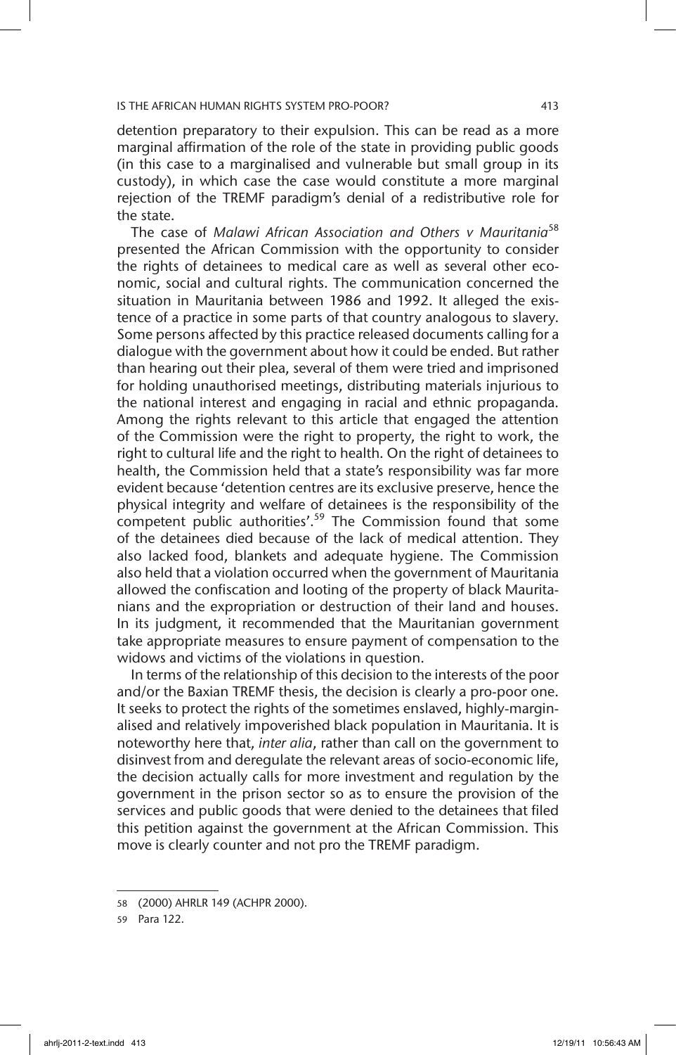detention preparatory to their expulsion. This can be read as a more marginal affirmation of the role of the state in providing public goods (in this case to a marginalised and vulnerable but small group in its custody), in which case the case would constitute a more marginal rejection of the TREMF paradigm's denial of a redistributive role for the state.

The case of *Malawi African Association and Others v Mauritania*[58] presented the African Commission with the opportunity to consider the rights of detainees to medical care as well as several other economic, social and cultural rights. The communication concerned the situation in Mauritania between 1986 and 1992. It alleged the existence of a practice in some parts of that country analogous to slavery. Some persons affected by this practice released documents calling for a dialogue with the government about how it could be ended. But rather than hearing out their plea, several of them were tried and imprisoned for holding unauthorised meetings, distributing materials injurious to the national interest and engaging in racial and ethnic propaganda. Among the rights relevant to this article that engaged the attention of the Commission were the right to property, the right to work, the right to cultural life and the right to health. On the right of detainees to health, the Commission held that a state's responsibility was far more evident because 'detention centres are its exclusive preserve, hence the physical integrity and welfare of detainees is the responsibility of the competent public authorities'.[59] The Commission found that some of the detainees died because of the lack of medical attention. They also lacked food, blankets and adequate hygiene. The Commission also held that a violation occurred when the government of Mauritania allowed the confiscation and looting of the property of black Mauritanians and the expropriation or destruction of their land and houses. In its judgment, it recommended that the Mauritanian government take appropriate measures to ensure payment of compensation to the widows and victims of the violations in question.

In terms of the relationship of this decision to the interests of the poor and/or the Baxian TREMF thesis, the decision is clearly a pro-poor one. It seeks to protect the rights of the sometimes enslaved, highly-marginalised and relatively impoverished black population in Mauritania. It is noteworthy here that, *inter alia*, rather than call on the government to disinvest from and deregulate the relevant areas of socio-economic life, the decision actually calls for more investment and regulation by the government in the prison sector so as to ensure the provision of the services and public goods that were denied to the detainees that filed this petition against the government at the African Commission. This move is clearly counter and not pro the TREMF paradigm.

58 (2000) AHRLR 149 (ACHPR 2000).

59 Para 122.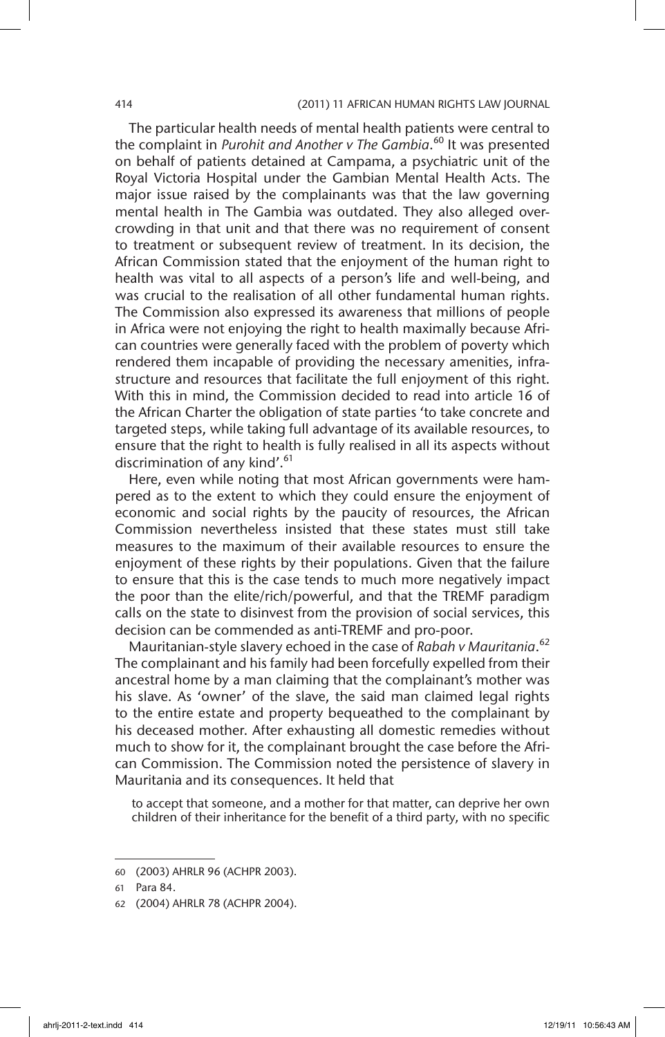The particular health needs of mental health patients were central to the complaint in *Purohit and Another v The Gambia*.[60] It was presented on behalf of patients detained at Campama, a psychiatric unit of the Royal Victoria Hospital under the Gambian Mental Health Acts. The major issue raised by the complainants was that the law governing mental health in The Gambia was outdated. They also alleged overcrowding in that unit and that there was no requirement of consent to treatment or subsequent review of treatment. In its decision, the African Commission stated that the enjoyment of the human right to health was vital to all aspects of a person's life and well-being, and was crucial to the realisation of all other fundamental human rights. The Commission also expressed its awareness that millions of people in Africa were not enjoying the right to health maximally because African countries were generally faced with the problem of poverty which rendered them incapable of providing the necessary amenities, infrastructure and resources that facilitate the full enjoyment of this right. With this in mind, the Commission decided to read into article 16 of the African Charter the obligation of state parties 'to take concrete and targeted steps, while taking full advantage of its available resources, to ensure that the right to health is fully realised in all its aspects without discrimination of any kind'.[61]

Here, even while noting that most African governments were hampered as to the extent to which they could ensure the enjoyment of economic and social rights by the paucity of resources, the African Commission nevertheless insisted that these states must still take measures to the maximum of their available resources to ensure the enjoyment of these rights by their populations. Given that the failure to ensure that this is the case tends to much more negatively impact the poor than the elite/rich/powerful, and that the TREMF paradigm calls on the state to disinvest from the provision of social services, this decision can be commended as anti-TREMF and pro-poor.

Mauritanian-style slavery echoed in the case of *Rabah v Mauritania*.[62] The complainant and his family had been forcefully expelled from their ancestral home by a man claiming that the complainant's mother was his slave. As 'owner' of the slave, the said man claimed legal rights to the entire estate and property bequeathed to the complainant by his deceased mother. After exhausting all domestic remedies without much to show for it, the complainant brought the case before the African Commission. The Commission noted the persistence of slavery in Mauritania and its consequences. It held that

> to accept that someone, and a mother for that matter, can deprive her own children of their inheritance for the benefit of a third party, with no specific

---

60 (2003) AHRLR 96 (ACHPR 2003).

61 Para 84.

62 (2004) AHRLR 78 (ACHPR 2004).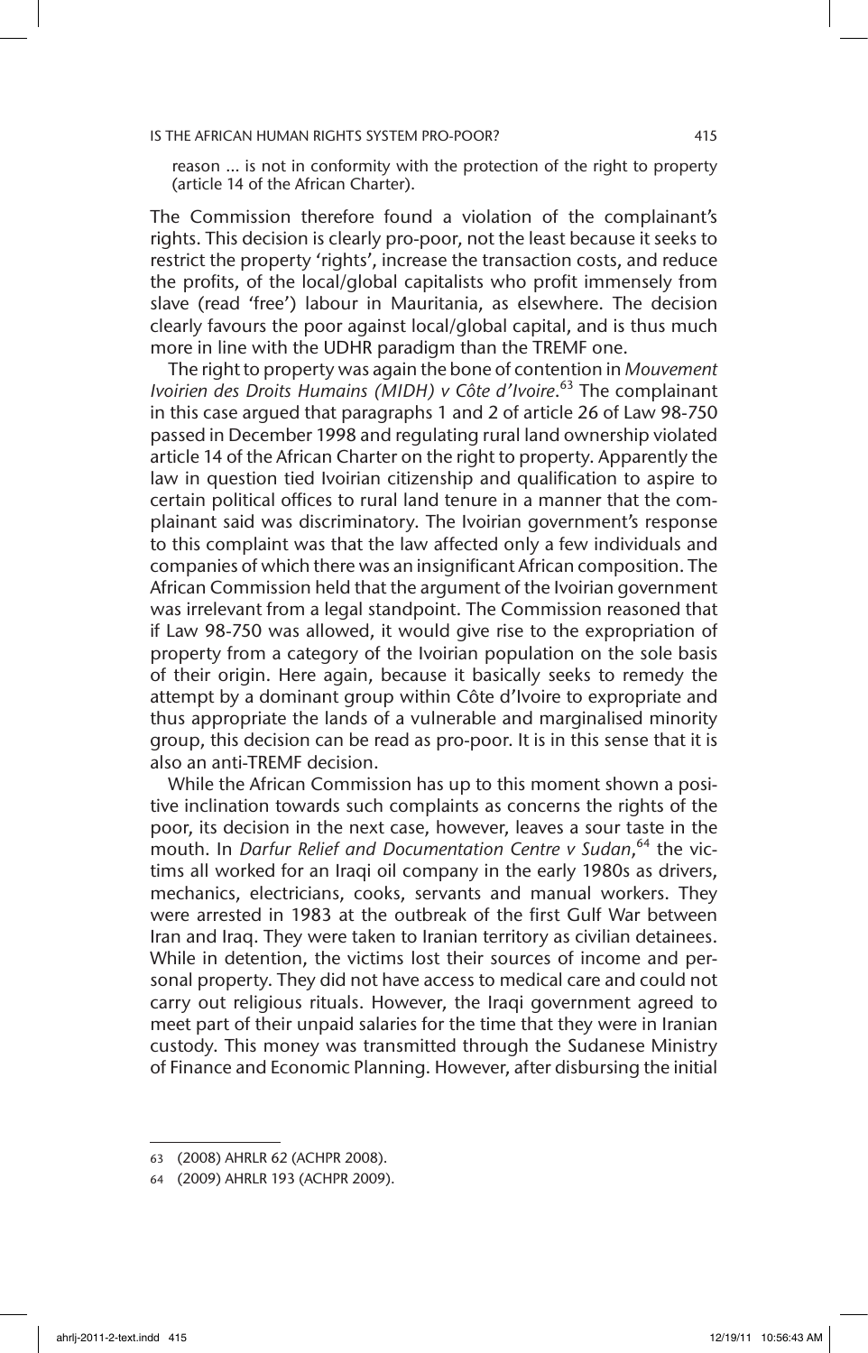reason ... is not in conformity with the protection of the right to property (article 14 of the African Charter).

The Commission therefore found a violation of the complainant's rights. This decision is clearly pro-poor, not the least because it seeks to restrict the property 'rights', increase the transaction costs, and reduce the profits, of the local/global capitalists who profit immensely from slave (read 'free') labour in Mauritania, as elsewhere. The decision clearly favours the poor against local/global capital, and is thus much more in line with the UDHR paradigm than the TREMF one.

The right to property was again the bone of contention in *Mouvement Ivoirien des Droits Humains (MIDH) v Côte d'Ivoire*.[63] The complainant in this case argued that paragraphs 1 and 2 of article 26 of Law 98-750 passed in December 1998 and regulating rural land ownership violated article 14 of the African Charter on the right to property. Apparently the law in question tied Ivoirian citizenship and qualification to aspire to certain political offices to rural land tenure in a manner that the complainant said was discriminatory. The Ivoirian government's response to this complaint was that the law affected only a few individuals and companies of which there was an insignificant African composition. The African Commission held that the argument of the Ivoirian government was irrelevant from a legal standpoint. The Commission reasoned that if Law 98-750 was allowed, it would give rise to the expropriation of property from a category of the Ivoirian population on the sole basis of their origin. Here again, because it basically seeks to remedy the attempt by a dominant group within Côte d'Ivoire to expropriate and thus appropriate the lands of a vulnerable and marginalised minority group, this decision can be read as pro-poor. It is in this sense that it is also an anti-TREMF decision.

While the African Commission has up to this moment shown a positive inclination towards such complaints as concerns the rights of the poor, its decision in the next case, however, leaves a sour taste in the mouth. In *Darfur Relief and Documentation Centre v Sudan*,[64] the victims all worked for an Iraqi oil company in the early 1980s as drivers, mechanics, electricians, cooks, servants and manual workers. They were arrested in 1983 at the outbreak of the first Gulf War between Iran and Iraq. They were taken to Iranian territory as civilian detainees. While in detention, the victims lost their sources of income and personal property. They did not have access to medical care and could not carry out religious rituals. However, the Iraqi government agreed to meet part of their unpaid salaries for the time that they were in Iranian custody. This money was transmitted through the Sudanese Ministry of Finance and Economic Planning. However, after disbursing the initial

63 (2008) AHRLR 62 (ACHPR 2008).

64 (2009) AHRLR 193 (ACHPR 2009).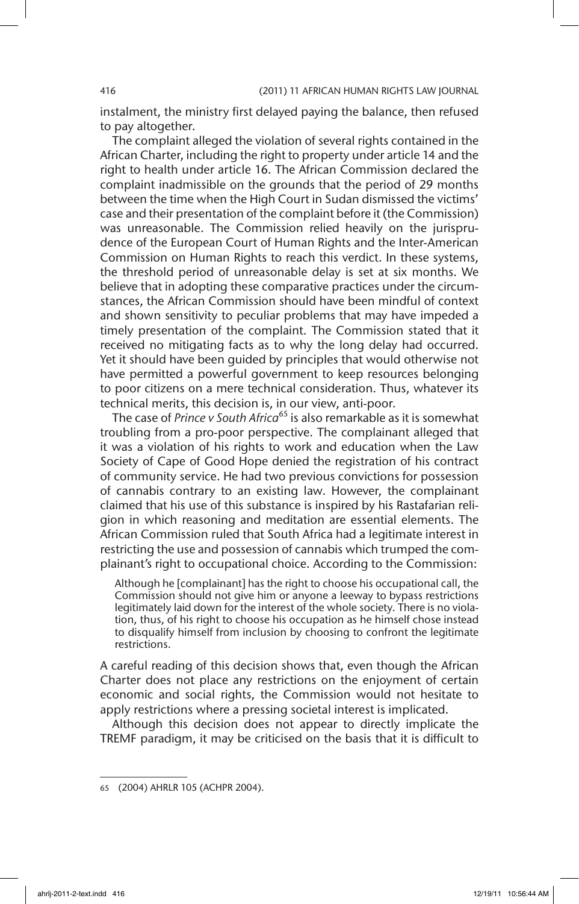instalment, the ministry first delayed paying the balance, then refused to pay altogether.

The complaint alleged the violation of several rights contained in the African Charter, including the right to property under article 14 and the right to health under article 16. The African Commission declared the complaint inadmissible on the grounds that the period of 29 months between the time when the High Court in Sudan dismissed the victims' case and their presentation of the complaint before it (the Commission) was unreasonable. The Commission relied heavily on the jurisprudence of the European Court of Human Rights and the Inter-American Commission on Human Rights to reach this verdict. In these systems, the threshold period of unreasonable delay is set at six months. We believe that in adopting these comparative practices under the circumstances, the African Commission should have been mindful of context and shown sensitivity to peculiar problems that may have impeded a timely presentation of the complaint. The Commission stated that it received no mitigating facts as to why the long delay had occurred. Yet it should have been guided by principles that would otherwise not have permitted a powerful government to keep resources belonging to poor citizens on a mere technical consideration. Thus, whatever its technical merits, this decision is, in our view, anti-poor.

The case of *Prince v South Africa*[65] is also remarkable as it is somewhat troubling from a pro-poor perspective. The complainant alleged that it was a violation of his rights to work and education when the Law Society of Cape of Good Hope denied the registration of his contract of community service. He had two previous convictions for possession of cannabis contrary to an existing law. However, the complainant claimed that his use of this substance is inspired by his Rastafarian religion in which reasoning and meditation are essential elements. The African Commission ruled that South Africa had a legitimate interest in restricting the use and possession of cannabis which trumped the complainant's right to occupational choice. According to the Commission:

> Although he [complainant] has the right to choose his occupational call, the Commission should not give him or anyone a leeway to bypass restrictions legitimately laid down for the interest of the whole society. There is no violation, thus, of his right to choose his occupation as he himself chose instead to disqualify himself from inclusion by choosing to confront the legitimate restrictions.

A careful reading of this decision shows that, even though the African Charter does not place any restrictions on the enjoyment of certain economic and social rights, the Commission would not hesitate to apply restrictions where a pressing societal interest is implicated.

Although this decision does not appear to directly implicate the TREMF paradigm, it may be criticised on the basis that it is difficult to

---

65 (2004) AHRLR 105 (ACHPR 2004).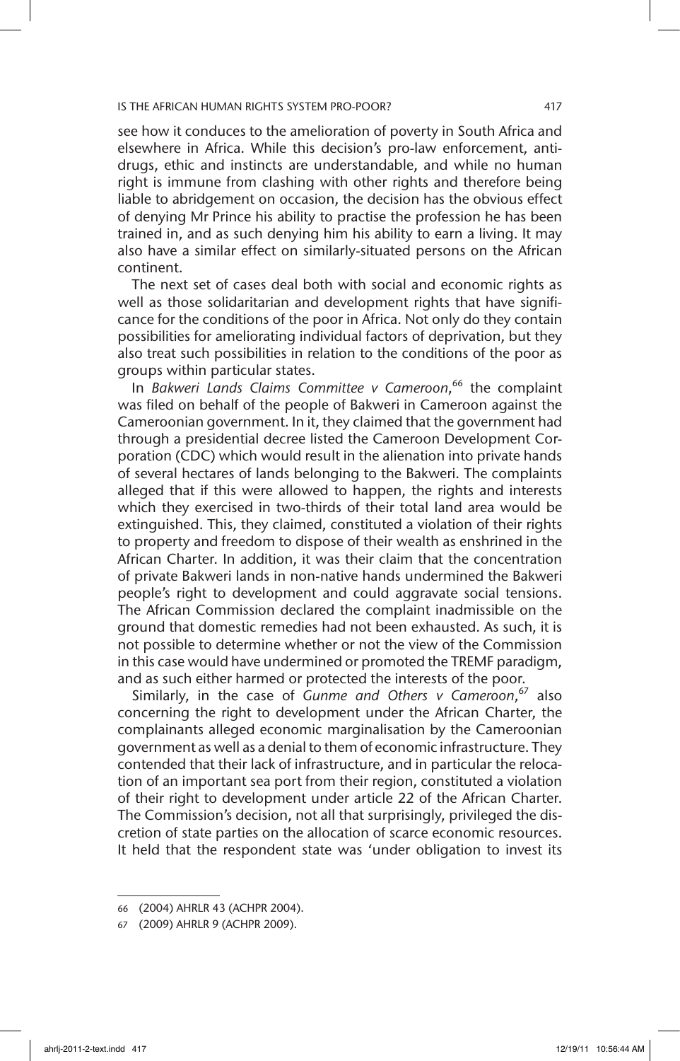see how it conduces to the amelioration of poverty in South Africa and elsewhere in Africa. While this decision's pro-law enforcement, anti-drugs, ethic and instincts are understandable, and while no human right is immune from clashing with other rights and therefore being liable to abridgement on occasion, the decision has the obvious effect of denying Mr Prince his ability to practise the profession he has been trained in, and as such denying him his ability to earn a living. It may also have a similar effect on similarly-situated persons on the African continent.

The next set of cases deal both with social and economic rights as well as those solidaritarian and development rights that have significance for the conditions of the poor in Africa. Not only do they contain possibilities for ameliorating individual factors of deprivation, but they also treat such possibilities in relation to the conditions of the poor as groups within particular states.

In *Bakweri Lands Claims Committee v Cameroon*,[66] the complaint was filed on behalf of the people of Bakweri in Cameroon against the Cameroonian government. In it, they claimed that the government had through a presidential decree listed the Cameroon Development Corporation (CDC) which would result in the alienation into private hands of several hectares of lands belonging to the Bakweri. The complaints alleged that if this were allowed to happen, the rights and interests which they exercised in two-thirds of their total land area would be extinguished. This, they claimed, constituted a violation of their rights to property and freedom to dispose of their wealth as enshrined in the African Charter. In addition, it was their claim that the concentration of private Bakweri lands in non-native hands undermined the Bakweri people's right to development and could aggravate social tensions. The African Commission declared the complaint inadmissible on the ground that domestic remedies had not been exhausted. As such, it is not possible to determine whether or not the view of the Commission in this case would have undermined or promoted the TREMF paradigm, and as such either harmed or protected the interests of the poor.

Similarly, in the case of *Gunme and Others v Cameroon*,[67] also concerning the right to development under the African Charter, the complainants alleged economic marginalisation by the Cameroonian government as well as a denial to them of economic infrastructure. They contended that their lack of infrastructure, and in particular the relocation of an important sea port from their region, constituted a violation of their right to development under article 22 of the African Charter. The Commission's decision, not all that surprisingly, privileged the discretion of state parties on the allocation of scarce economic resources. It held that the respondent state was 'under obligation to invest its

---

66 (2004) AHRLR 43 (ACHPR 2004).

67 (2009) AHRLR 9 (ACHPR 2009).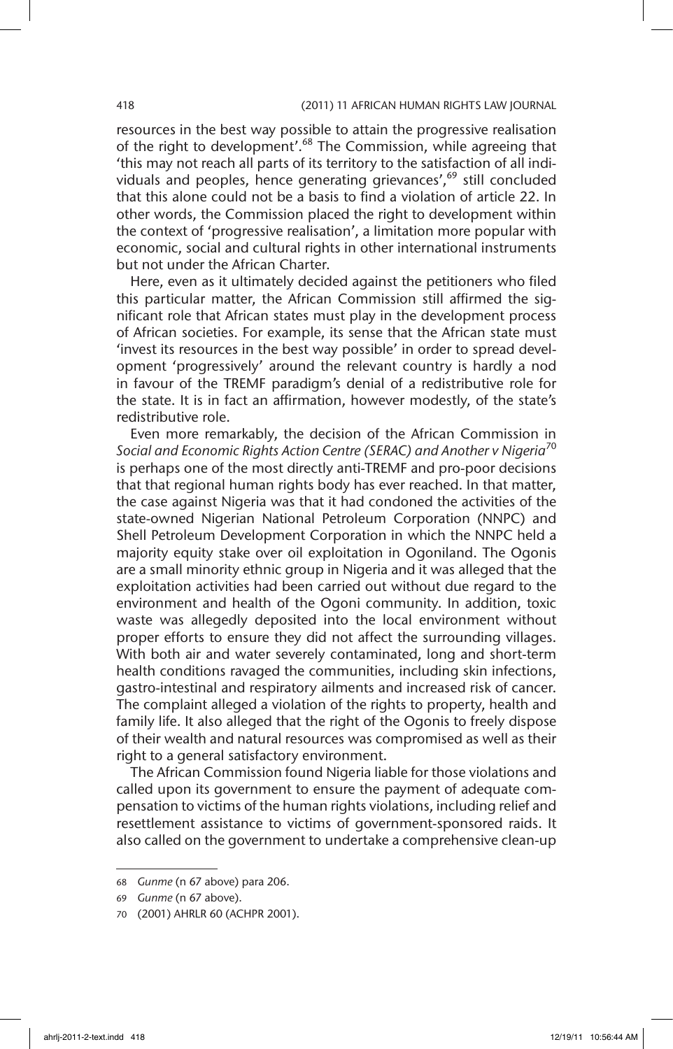resources in the best way possible to attain the progressive realisation of the right to development'.[68] The Commission, while agreeing that 'this may not reach all parts of its territory to the satisfaction of all individuals and peoples, hence generating grievances',[69] still concluded that this alone could not be a basis to find a violation of article 22. In other words, the Commission placed the right to development within the context of 'progressive realisation', a limitation more popular with economic, social and cultural rights in other international instruments but not under the African Charter.

Here, even as it ultimately decided against the petitioners who filed this particular matter, the African Commission still affirmed the significant role that African states must play in the development process of African societies. For example, its sense that the African state must 'invest its resources in the best way possible' in order to spread development 'progressively' around the relevant country is hardly a nod in favour of the TREMF paradigm's denial of a redistributive role for the state. It is in fact an affirmation, however modestly, of the state's redistributive role.

Even more remarkably, the decision of the African Commission in *Social and Economic Rights Action Centre (SERAC) and Another v Nigeria*[70] is perhaps one of the most directly anti-TREMF and pro-poor decisions that that regional human rights body has ever reached. In that matter, the case against Nigeria was that it had condoned the activities of the state-owned Nigerian National Petroleum Corporation (NNPC) and Shell Petroleum Development Corporation in which the NNPC held a majority equity stake over oil exploitation in Ogoniland. The Ogonis are a small minority ethnic group in Nigeria and it was alleged that the exploitation activities had been carried out without due regard to the environment and health of the Ogoni community. In addition, toxic waste was allegedly deposited into the local environment without proper efforts to ensure they did not affect the surrounding villages. With both air and water severely contaminated, long and short-term health conditions ravaged the communities, including skin infections, gastro-intestinal and respiratory ailments and increased risk of cancer. The complaint alleged a violation of the rights to property, health and family life. It also alleged that the right of the Ogonis to freely dispose of their wealth and natural resources was compromised as well as their right to a general satisfactory environment.

The African Commission found Nigeria liable for those violations and called upon its government to ensure the payment of adequate compensation to victims of the human rights violations, including relief and resettlement assistance to victims of government-sponsored raids. It also called on the government to undertake a comprehensive clean-up

---

68 *Gunme* (n 67 above) para 206.

69 *Gunme* (n 67 above).

70 (2001) AHRLR 60 (ACHPR 2001).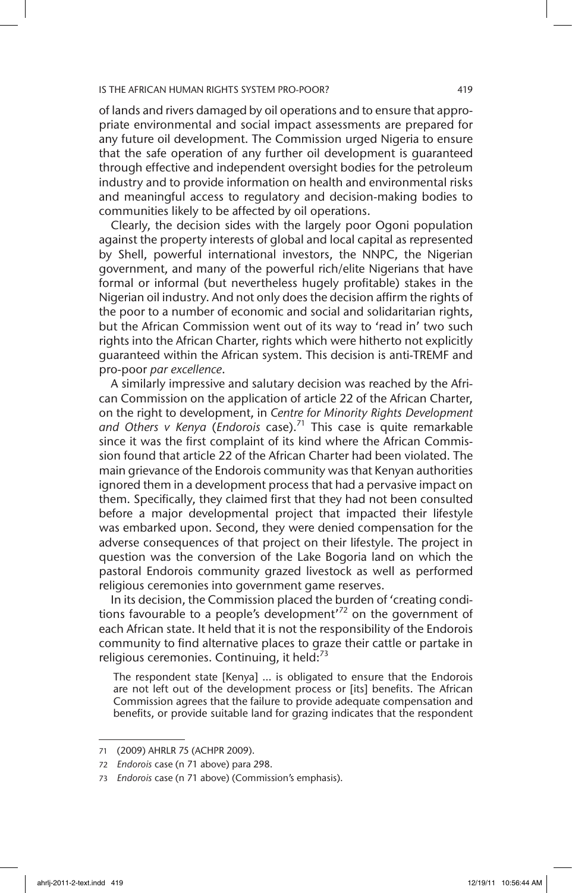of lands and rivers damaged by oil operations and to ensure that appropriate environmental and social impact assessments are prepared for any future oil development. The Commission urged Nigeria to ensure that the safe operation of any further oil development is guaranteed through effective and independent oversight bodies for the petroleum industry and to provide information on health and environmental risks and meaningful access to regulatory and decision-making bodies to communities likely to be affected by oil operations.

Clearly, the decision sides with the largely poor Ogoni population against the property interests of global and local capital as represented by Shell, powerful international investors, the NNPC, the Nigerian government, and many of the powerful rich/elite Nigerians that have formal or informal (but nevertheless hugely profitable) stakes in the Nigerian oil industry. And not only does the decision affirm the rights of the poor to a number of economic and social and solidaritarian rights, but the African Commission went out of its way to 'read in' two such rights into the African Charter, rights which were hitherto not explicitly guaranteed within the African system. This decision is anti-TREMF and pro-poor *par excellence*.

A similarly impressive and salutary decision was reached by the African Commission on the application of article 22 of the African Charter, on the right to development, in *Centre for Minority Rights Development and Others v Kenya* (*Endorois* case).[71] This case is quite remarkable since it was the first complaint of its kind where the African Commission found that article 22 of the African Charter had been violated. The main grievance of the Endorois community was that Kenyan authorities ignored them in a development process that had a pervasive impact on them. Specifically, they claimed first that they had not been consulted before a major developmental project that impacted their lifestyle was embarked upon. Second, they were denied compensation for the adverse consequences of that project on their lifestyle. The project in question was the conversion of the Lake Bogoria land on which the pastoral Endorois community grazed livestock as well as performed religious ceremonies into government game reserves.

In its decision, the Commission placed the burden of 'creating conditions favourable to a people's development'[72] on the government of each African state. It held that it is not the responsibility of the Endorois community to find alternative places to graze their cattle or partake in religious ceremonies. Continuing, it held:[73]

> The respondent state [Kenya] ... is obligated to ensure that the Endorois are not left out of the development process or [its] benefits. The African Commission agrees that the failure to provide adequate compensation and benefits, or provide suitable land for grazing indicates that the respondent

---

71 (2009) AHRLR 75 (ACHPR 2009).

72 *Endorois* case (n 71 above) para 298.

73 *Endorois* case (n 71 above) (Commission's emphasis).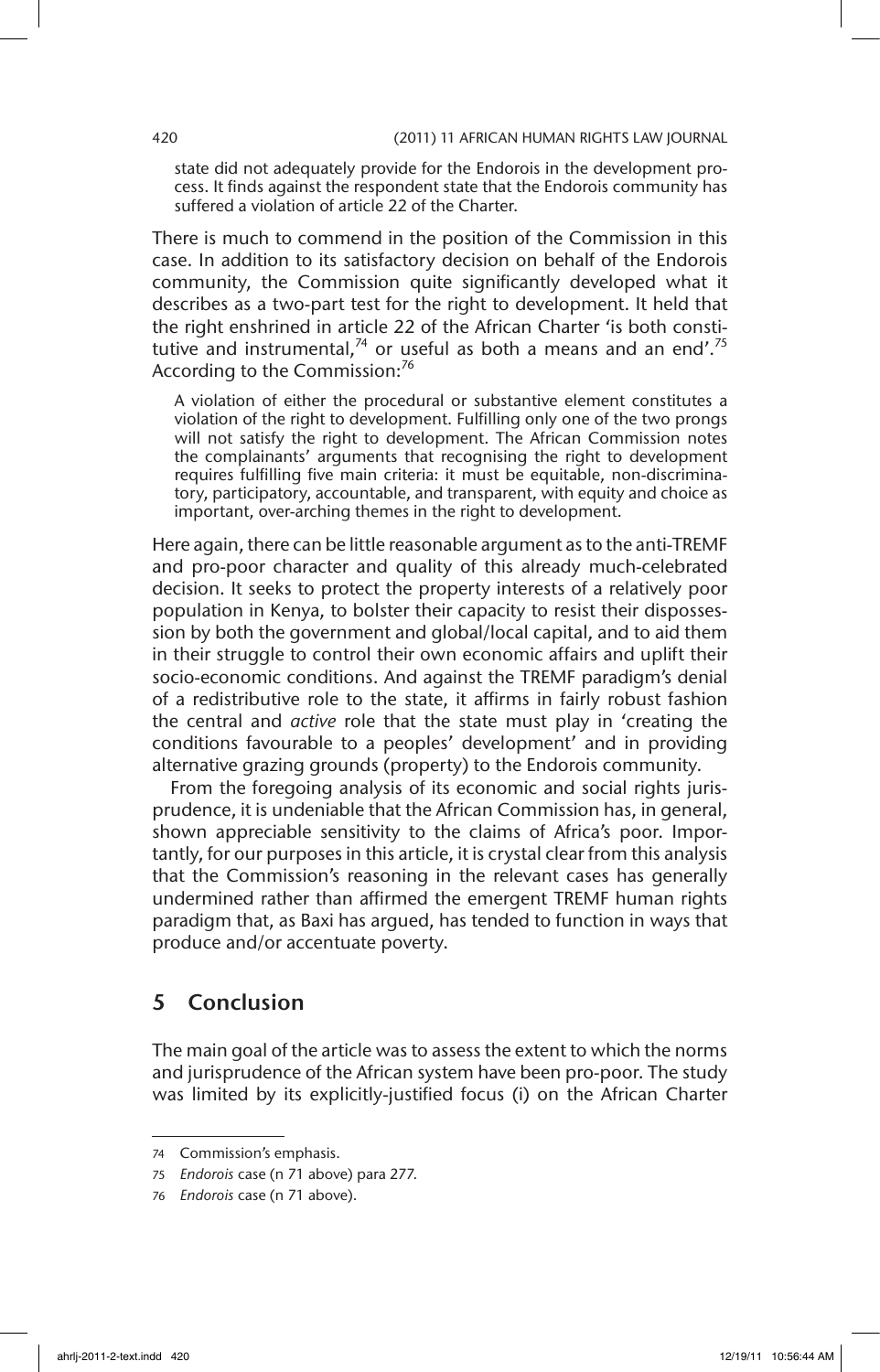> state did not adequately provide for the Endorois in the development process. It finds against the respondent state that the Endorois community has suffered a violation of article 22 of the Charter.

There is much to commend in the position of the Commission in this case. In addition to its satisfactory decision on behalf of the Endorois community, the Commission quite significantly developed what it describes as a two-part test for the right to development. It held that the right enshrined in article 22 of the African Charter 'is both constitutive and instrumental,[74] or useful as both a means and an end'.[75] According to the Commission:[76]

> A violation of either the procedural or substantive element constitutes a violation of the right to development. Fulfilling only one of the two prongs will not satisfy the right to development. The African Commission notes the complainants' arguments that recognising the right to development requires fulfilling five main criteria: it must be equitable, non-discriminatory, participatory, accountable, and transparent, with equity and choice as important, over-arching themes in the right to development.

Here again, there can be little reasonable argument as to the anti-TREMF and pro-poor character and quality of this already much-celebrated decision. It seeks to protect the property interests of a relatively poor population in Kenya, to bolster their capacity to resist their dispossession by both the government and global/local capital, and to aid them in their struggle to control their own economic affairs and uplift their socio-economic conditions. And against the TREMF paradigm's denial of a redistributive role to the state, it affirms in fairly robust fashion the central and *active* role that the state must play in 'creating the conditions favourable to a peoples' development' and in providing alternative grazing grounds (property) to the Endorois community.

From the foregoing analysis of its economic and social rights jurisprudence, it is undeniable that the African Commission has, in general, shown appreciable sensitivity to the claims of Africa's poor. Importantly, for our purposes in this article, it is crystal clear from this analysis that the Commission's reasoning in the relevant cases has generally undermined rather than affirmed the emergent TREMF human rights paradigm that, as Baxi has argued, has tended to function in ways that produce and/or accentuate poverty.

## 5 Conclusion

The main goal of the article was to assess the extent to which the norms and jurisprudence of the African system have been pro-poor. The study was limited by its explicitly-justified focus (i) on the African Charter

---

74 Commission's emphasis.

75 *Endorois* case (n 71 above) para 277.

76 *Endorois* case (n 71 above).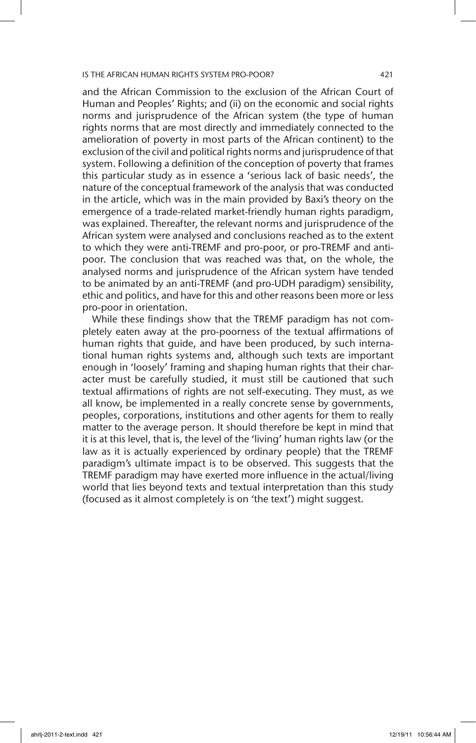and the African Commission to the exclusion of the African Court of Human and Peoples' Rights; and (ii) on the economic and social rights norms and jurisprudence of the African system (the type of human rights norms that are most directly and immediately connected to the amelioration of poverty in most parts of the African continent) to the exclusion of the civil and political rights norms and jurisprudence of that system. Following a definition of the conception of poverty that frames this particular study as in essence a 'serious lack of basic needs', the nature of the conceptual framework of the analysis that was conducted in the article, which was in the main provided by Baxi's theory on the emergence of a trade-related market-friendly human rights paradigm, was explained. Thereafter, the relevant norms and jurisprudence of the African system were analysed and conclusions reached as to the extent to which they were anti-TREMF and pro-poor, or pro-TREMF and anti-poor. The conclusion that was reached was that, on the whole, the analysed norms and jurisprudence of the African system have tended to be animated by an anti-TREMF (and pro-UDH paradigm) sensibility, ethic and politics, and have for this and other reasons been more or less pro-poor in orientation.

While these findings show that the TREMF paradigm has not completely eaten away at the pro-poorness of the textual affirmations of human rights that guide, and have been produced, by such international human rights systems and, although such texts are important enough in 'loosely' framing and shaping human rights that their character must be carefully studied, it must still be cautioned that such textual affirmations of rights are not self-executing. They must, as we all know, be implemented in a really concrete sense by governments, peoples, corporations, institutions and other agents for them to really matter to the average person. It should therefore be kept in mind that it is at this level, that is, the level of the 'living' human rights law (or the law as it is actually experienced by ordinary people) that the TREMF paradigm's ultimate impact is to be observed. This suggests that the TREMF paradigm may have exerted more influence in the actual/living world that lies beyond texts and textual interpretation than this study (focused as it almost completely is on 'the text') might suggest.